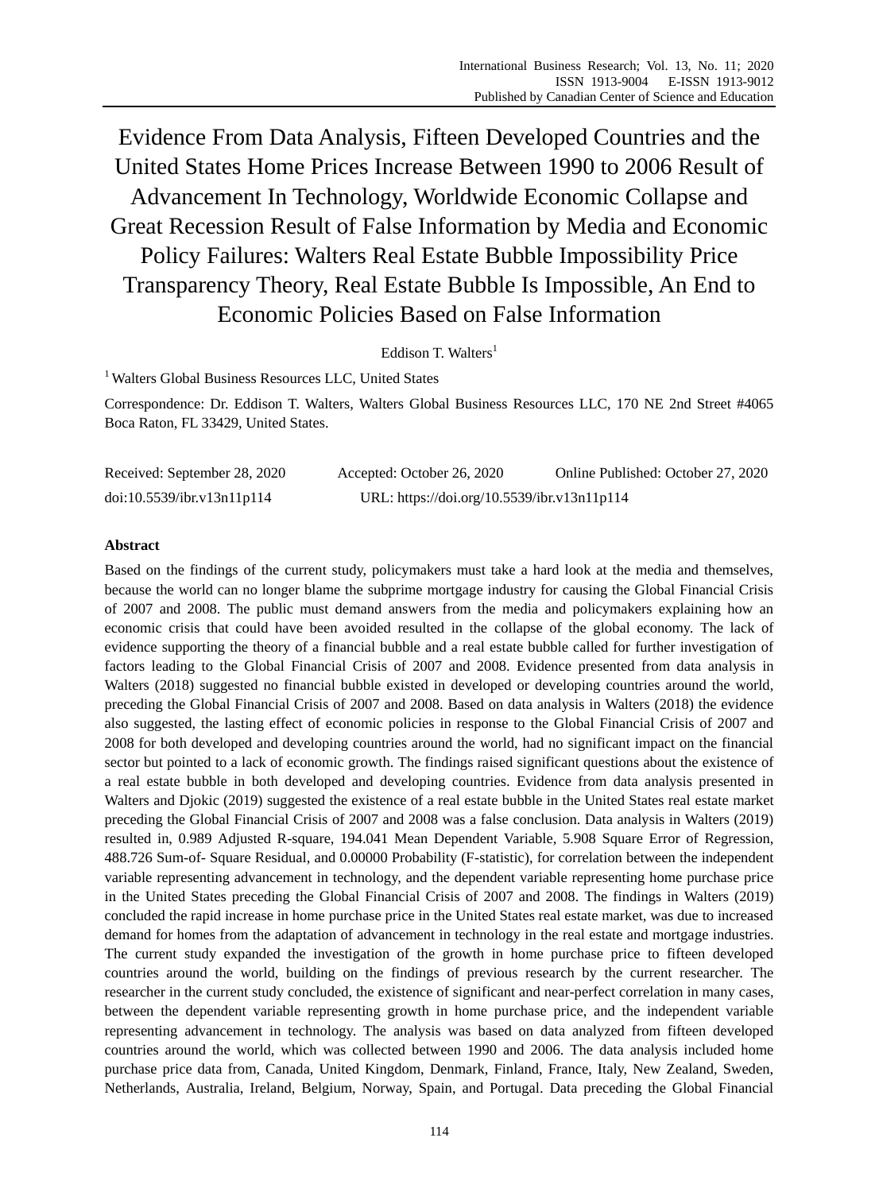# Evidence From Data Analysis, Fifteen Developed Countries and the United States Home Prices Increase Between 1990 to 2006 Result of Advancement In Technology, Worldwide Economic Collapse and Great Recession Result of False Information by Media and Economic Policy Failures: Walters Real Estate Bubble Impossibility Price Transparency Theory, Real Estate Bubble Is Impossible, An End to Economic Policies Based on False Information

Eddison T. Walters[1]

[1] Walters Global Business Resources LLC, United States

Correspondence: Dr. Eddison T. Walters, Walters Global Business Resources LLC, 170 NE 2nd Street #4065 Boca Raton, FL 33429, United States.

Received: September 28, 2020 Accepted: October 26, 2020 Online Published: October 27, 2020

doi:10.5539/ibr.v13n11p114 URL: https://doi.org/10.5539/ibr.v13n11p114

## Abstract

Based on the findings of the current study, policymakers must take a hard look at the media and themselves, because the world can no longer blame the subprime mortgage industry for causing the Global Financial Crisis of 2007 and 2008. The public must demand answers from the media and policymakers explaining how an economic crisis that could have been avoided resulted in the collapse of the global economy. The lack of evidence supporting the theory of a financial bubble and a real estate bubble called for further investigation of factors leading to the Global Financial Crisis of 2007 and 2008. Evidence presented from data analysis in Walters (2018) suggested no financial bubble existed in developed or developing countries around the world, preceding the Global Financial Crisis of 2007 and 2008. Based on data analysis in Walters (2018) the evidence also suggested, the lasting effect of economic policies in response to the Global Financial Crisis of 2007 and 2008 for both developed and developing countries around the world, had no significant impact on the financial sector but pointed to a lack of economic growth. The findings raised significant questions about the existence of a real estate bubble in both developed and developing countries. Evidence from data analysis presented in Walters and Djokic (2019) suggested the existence of a real estate bubble in the United States real estate market preceding the Global Financial Crisis of 2007 and 2008 was a false conclusion. Data analysis in Walters (2019) resulted in, 0.989 Adjusted R-square, 194.041 Mean Dependent Variable, 5.908 Square Error of Regression, 488.726 Sum-of- Square Residual, and 0.00000 Probability (F-statistic), for correlation between the independent variable representing advancement in technology, and the dependent variable representing home purchase price in the United States preceding the Global Financial Crisis of 2007 and 2008. The findings in Walters (2019) concluded the rapid increase in home purchase price in the United States real estate market, was due to increased demand for homes from the adaptation of advancement in technology in the real estate and mortgage industries. The current study expanded the investigation of the growth in home purchase price to fifteen developed countries around the world, building on the findings of previous research by the current researcher. The researcher in the current study concluded, the existence of significant and near-perfect correlation in many cases, between the dependent variable representing growth in home purchase price, and the independent variable representing advancement in technology. The analysis was based on data analyzed from fifteen developed countries around the world, which was collected between 1990 and 2006. The data analysis included home purchase price data from, Canada, United Kingdom, Denmark, Finland, France, Italy, New Zealand, Sweden, Netherlands, Australia, Ireland, Belgium, Norway, Spain, and Portugal. Data preceding the Global Financial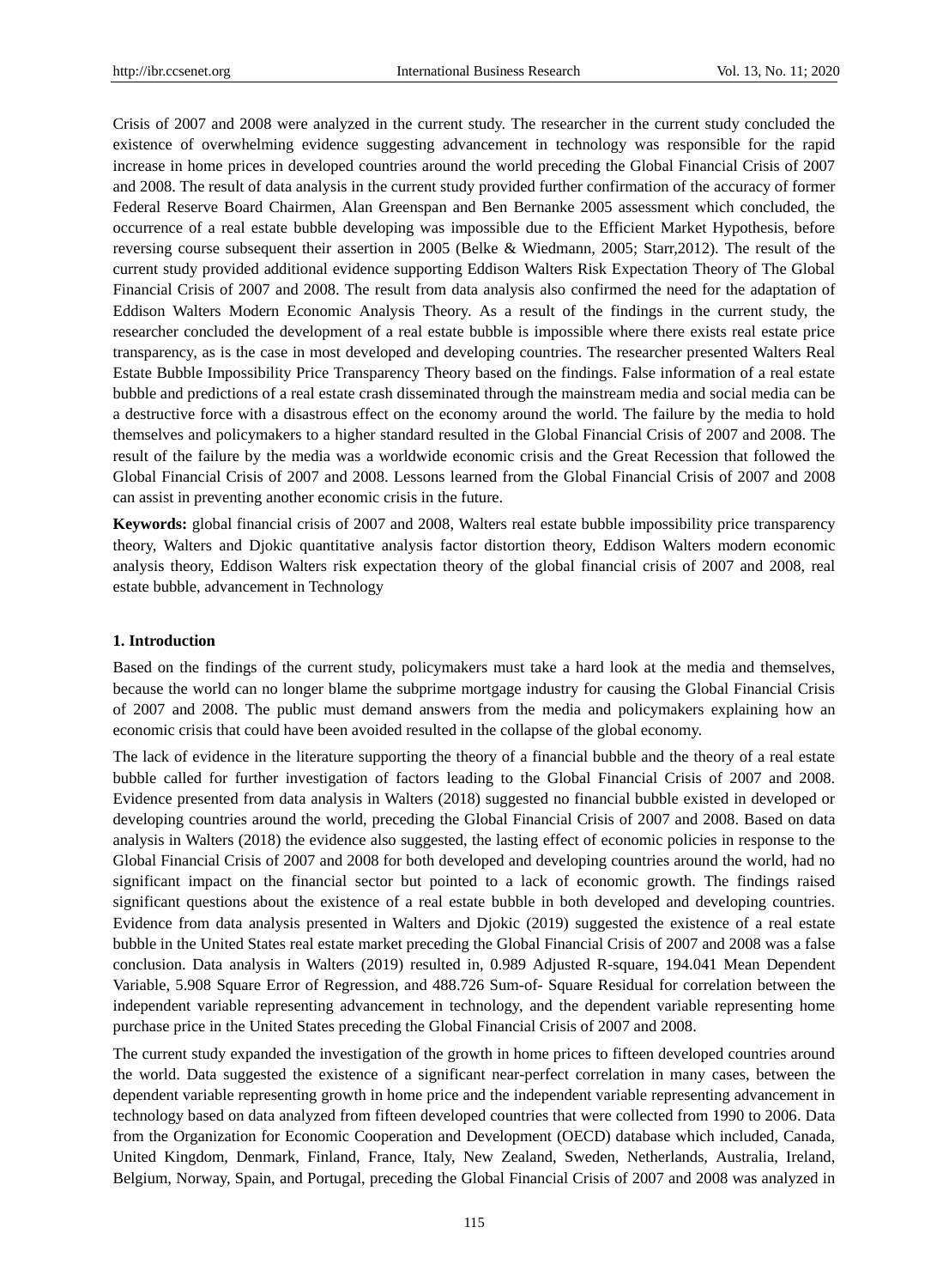Crisis of 2007 and 2008 were analyzed in the current study. The researcher in the current study concluded the existence of overwhelming evidence suggesting advancement in technology was responsible for the rapid increase in home prices in developed countries around the world preceding the Global Financial Crisis of 2007 and 2008. The result of data analysis in the current study provided further confirmation of the accuracy of former Federal Reserve Board Chairmen, Alan Greenspan and Ben Bernanke 2005 assessment which concluded, the occurrence of a real estate bubble developing was impossible due to the Efficient Market Hypothesis, before reversing course subsequent their assertion in 2005 (Belke & Wiedmann, 2005; Starr,2012). The result of the current study provided additional evidence supporting Eddison Walters Risk Expectation Theory of The Global Financial Crisis of 2007 and 2008. The result from data analysis also confirmed the need for the adaptation of Eddison Walters Modern Economic Analysis Theory. As a result of the findings in the current study, the researcher concluded the development of a real estate bubble is impossible where there exists real estate price transparency, as is the case in most developed and developing countries. The researcher presented Walters Real Estate Bubble Impossibility Price Transparency Theory based on the findings. False information of a real estate bubble and predictions of a real estate crash disseminated through the mainstream media and social media can be a destructive force with a disastrous effect on the economy around the world. The failure by the media to hold themselves and policymakers to a higher standard resulted in the Global Financial Crisis of 2007 and 2008. The result of the failure by the media was a worldwide economic crisis and the Great Recession that followed the Global Financial Crisis of 2007 and 2008. Lessons learned from the Global Financial Crisis of 2007 and 2008 can assist in preventing another economic crisis in the future.

**Keywords:** global financial crisis of 2007 and 2008, Walters real estate bubble impossibility price transparency theory, Walters and Djokic quantitative analysis factor distortion theory, Eddison Walters modern economic analysis theory, Eddison Walters risk expectation theory of the global financial crisis of 2007 and 2008, real estate bubble, advancement in Technology

## 1. Introduction

Based on the findings of the current study, policymakers must take a hard look at the media and themselves, because the world can no longer blame the subprime mortgage industry for causing the Global Financial Crisis of 2007 and 2008. The public must demand answers from the media and policymakers explaining how an economic crisis that could have been avoided resulted in the collapse of the global economy.

The lack of evidence in the literature supporting the theory of a financial bubble and the theory of a real estate bubble called for further investigation of factors leading to the Global Financial Crisis of 2007 and 2008. Evidence presented from data analysis in Walters (2018) suggested no financial bubble existed in developed or developing countries around the world, preceding the Global Financial Crisis of 2007 and 2008. Based on data analysis in Walters (2018) the evidence also suggested, the lasting effect of economic policies in response to the Global Financial Crisis of 2007 and 2008 for both developed and developing countries around the world, had no significant impact on the financial sector but pointed to a lack of economic growth. The findings raised significant questions about the existence of a real estate bubble in both developed and developing countries. Evidence from data analysis presented in Walters and Djokic (2019) suggested the existence of a real estate bubble in the United States real estate market preceding the Global Financial Crisis of 2007 and 2008 was a false conclusion. Data analysis in Walters (2019) resulted in, 0.989 Adjusted R-square, 194.041 Mean Dependent Variable, 5.908 Square Error of Regression, and 488.726 Sum-of- Square Residual for correlation between the independent variable representing advancement in technology, and the dependent variable representing home purchase price in the United States preceding the Global Financial Crisis of 2007 and 2008.

The current study expanded the investigation of the growth in home prices to fifteen developed countries around the world. Data suggested the existence of a significant near-perfect correlation in many cases, between the dependent variable representing growth in home price and the independent variable representing advancement in technology based on data analyzed from fifteen developed countries that were collected from 1990 to 2006. Data from the Organization for Economic Cooperation and Development (OECD) database which included, Canada, United Kingdom, Denmark, Finland, France, Italy, New Zealand, Sweden, Netherlands, Australia, Ireland, Belgium, Norway, Spain, and Portugal, preceding the Global Financial Crisis of 2007 and 2008 was analyzed in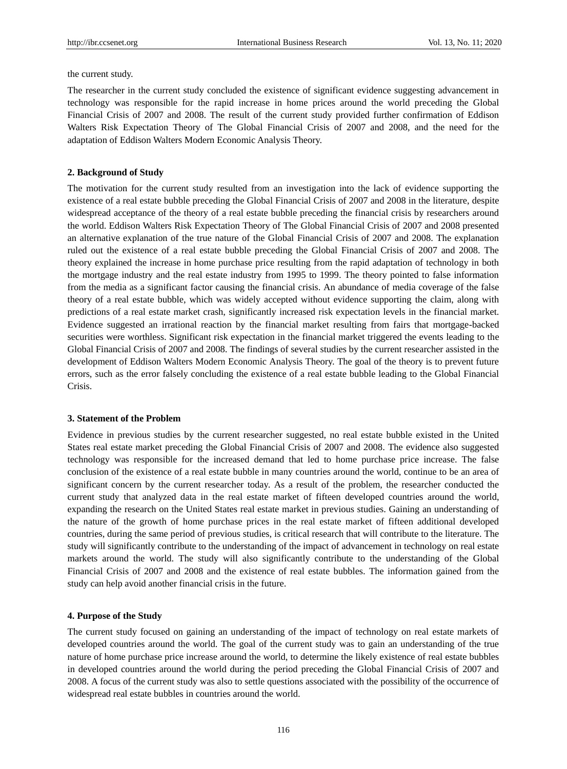the current study.

The researcher in the current study concluded the existence of significant evidence suggesting advancement in technology was responsible for the rapid increase in home prices around the world preceding the Global Financial Crisis of 2007 and 2008. The result of the current study provided further confirmation of Eddison Walters Risk Expectation Theory of The Global Financial Crisis of 2007 and 2008, and the need for the adaptation of Eddison Walters Modern Economic Analysis Theory.

## 2. Background of Study

The motivation for the current study resulted from an investigation into the lack of evidence supporting the existence of a real estate bubble preceding the Global Financial Crisis of 2007 and 2008 in the literature, despite widespread acceptance of the theory of a real estate bubble preceding the financial crisis by researchers around the world. Eddison Walters Risk Expectation Theory of The Global Financial Crisis of 2007 and 2008 presented an alternative explanation of the true nature of the Global Financial Crisis of 2007 and 2008. The explanation ruled out the existence of a real estate bubble preceding the Global Financial Crisis of 2007 and 2008. The theory explained the increase in home purchase price resulting from the rapid adaptation of technology in both the mortgage industry and the real estate industry from 1995 to 1999. The theory pointed to false information from the media as a significant factor causing the financial crisis. An abundance of media coverage of the false theory of a real estate bubble, which was widely accepted without evidence supporting the claim, along with predictions of a real estate market crash, significantly increased risk expectation levels in the financial market. Evidence suggested an irrational reaction by the financial market resulting from fairs that mortgage-backed securities were worthless. Significant risk expectation in the financial market triggered the events leading to the Global Financial Crisis of 2007 and 2008. The findings of several studies by the current researcher assisted in the development of Eddison Walters Modern Economic Analysis Theory. The goal of the theory is to prevent future errors, such as the error falsely concluding the existence of a real estate bubble leading to the Global Financial Crisis.

## 3. Statement of the Problem

Evidence in previous studies by the current researcher suggested, no real estate bubble existed in the United States real estate market preceding the Global Financial Crisis of 2007 and 2008. The evidence also suggested technology was responsible for the increased demand that led to home purchase price increase. The false conclusion of the existence of a real estate bubble in many countries around the world, continue to be an area of significant concern by the current researcher today. As a result of the problem, the researcher conducted the current study that analyzed data in the real estate market of fifteen developed countries around the world, expanding the research on the United States real estate market in previous studies. Gaining an understanding of the nature of the growth of home purchase prices in the real estate market of fifteen additional developed countries, during the same period of previous studies, is critical research that will contribute to the literature. The study will significantly contribute to the understanding of the impact of advancement in technology on real estate markets around the world. The study will also significantly contribute to the understanding of the Global Financial Crisis of 2007 and 2008 and the existence of real estate bubbles. The information gained from the study can help avoid another financial crisis in the future.

## 4. Purpose of the Study

The current study focused on gaining an understanding of the impact of technology on real estate markets of developed countries around the world. The goal of the current study was to gain an understanding of the true nature of home purchase price increase around the world, to determine the likely existence of real estate bubbles in developed countries around the world during the period preceding the Global Financial Crisis of 2007 and 2008. A focus of the current study was also to settle questions associated with the possibility of the occurrence of widespread real estate bubbles in countries around the world.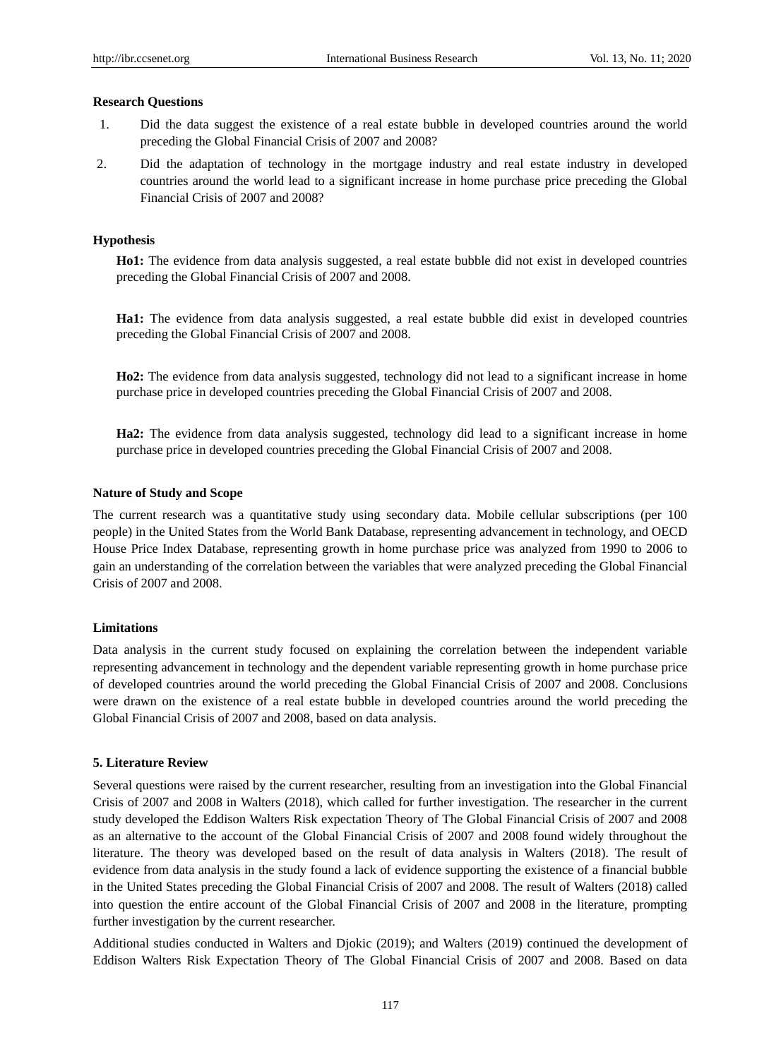**Research Questions**

1. Did the data suggest the existence of a real estate bubble in developed countries around the world preceding the Global Financial Crisis of 2007 and 2008?
2. Did the adaptation of technology in the mortgage industry and real estate industry in developed countries around the world lead to a significant increase in home purchase price preceding the Global Financial Crisis of 2007 and 2008?

**Hypothesis**

**Ho1:** The evidence from data analysis suggested, a real estate bubble did not exist in developed countries preceding the Global Financial Crisis of 2007 and 2008.

**Ha1:** The evidence from data analysis suggested, a real estate bubble did exist in developed countries preceding the Global Financial Crisis of 2007 and 2008.

**Ho2:** The evidence from data analysis suggested, technology did not lead to a significant increase in home purchase price in developed countries preceding the Global Financial Crisis of 2007 and 2008.

**Ha2:** The evidence from data analysis suggested, technology did lead to a significant increase in home purchase price in developed countries preceding the Global Financial Crisis of 2007 and 2008.

**Nature of Study and Scope**

The current research was a quantitative study using secondary data. Mobile cellular subscriptions (per 100 people) in the United States from the World Bank Database, representing advancement in technology, and OECD House Price Index Database, representing growth in home purchase price was analyzed from 1990 to 2006 to gain an understanding of the correlation between the variables that were analyzed preceding the Global Financial Crisis of 2007 and 2008.

**Limitations**

Data analysis in the current study focused on explaining the correlation between the independent variable representing advancement in technology and the dependent variable representing growth in home purchase price of developed countries around the world preceding the Global Financial Crisis of 2007 and 2008. Conclusions were drawn on the existence of a real estate bubble in developed countries around the world preceding the Global Financial Crisis of 2007 and 2008, based on data analysis.

## 5. Literature Review

Several questions were raised by the current researcher, resulting from an investigation into the Global Financial Crisis of 2007 and 2008 in Walters (2018), which called for further investigation. The researcher in the current study developed the Eddison Walters Risk expectation Theory of The Global Financial Crisis of 2007 and 2008 as an alternative to the account of the Global Financial Crisis of 2007 and 2008 found widely throughout the literature. The theory was developed based on the result of data analysis in Walters (2018). The result of evidence from data analysis in the study found a lack of evidence supporting the existence of a financial bubble in the United States preceding the Global Financial Crisis of 2007 and 2008. The result of Walters (2018) called into question the entire account of the Global Financial Crisis of 2007 and 2008 in the literature, prompting further investigation by the current researcher.

Additional studies conducted in Walters and Djokic (2019); and Walters (2019) continued the development of Eddison Walters Risk Expectation Theory of The Global Financial Crisis of 2007 and 2008. Based on data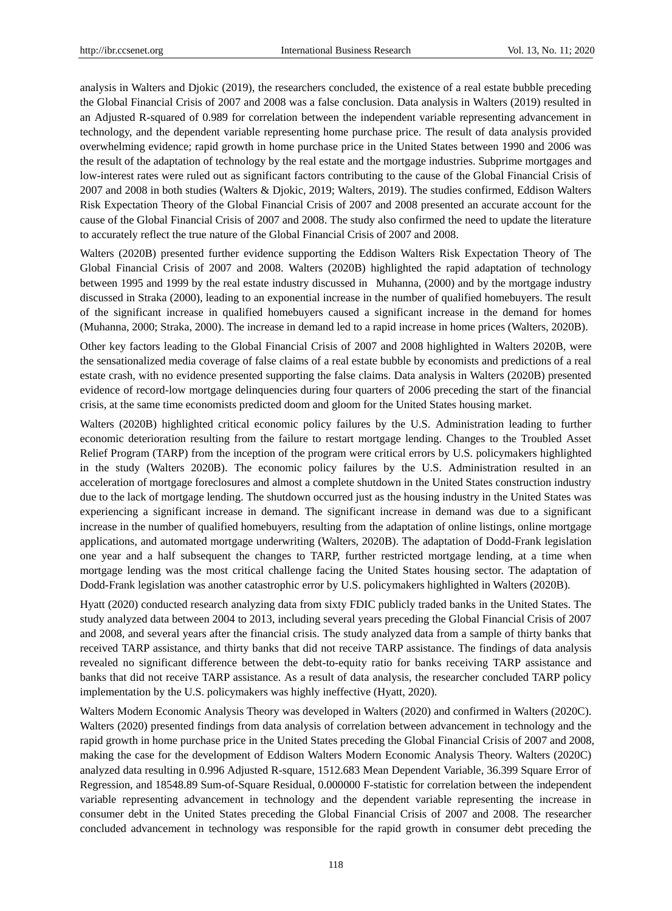analysis in Walters and Djokic (2019), the researchers concluded, the existence of a real estate bubble preceding the Global Financial Crisis of 2007 and 2008 was a false conclusion. Data analysis in Walters (2019) resulted in an Adjusted R-squared of 0.989 for correlation between the independent variable representing advancement in technology, and the dependent variable representing home purchase price. The result of data analysis provided overwhelming evidence; rapid growth in home purchase price in the United States between 1990 and 2006 was the result of the adaptation of technology by the real estate and the mortgage industries. Subprime mortgages and low-interest rates were ruled out as significant factors contributing to the cause of the Global Financial Crisis of 2007 and 2008 in both studies (Walters & Djokic, 2019; Walters, 2019). The studies confirmed, Eddison Walters Risk Expectation Theory of the Global Financial Crisis of 2007 and 2008 presented an accurate account for the cause of the Global Financial Crisis of 2007 and 2008. The study also confirmed the need to update the literature to accurately reflect the true nature of the Global Financial Crisis of 2007 and 2008.

Walters (2020B) presented further evidence supporting the Eddison Walters Risk Expectation Theory of The Global Financial Crisis of 2007 and 2008. Walters (2020B) highlighted the rapid adaptation of technology between 1995 and 1999 by the real estate industry discussed in Muhanna, (2000) and by the mortgage industry discussed in Straka (2000), leading to an exponential increase in the number of qualified homebuyers. The result of the significant increase in qualified homebuyers caused a significant increase in the demand for homes (Muhanna, 2000; Straka, 2000). The increase in demand led to a rapid increase in home prices (Walters, 2020B).

Other key factors leading to the Global Financial Crisis of 2007 and 2008 highlighted in Walters 2020B, were the sensationalized media coverage of false claims of a real estate bubble by economists and predictions of a real estate crash, with no evidence presented supporting the false claims. Data analysis in Walters (2020B) presented evidence of record-low mortgage delinquencies during four quarters of 2006 preceding the start of the financial crisis, at the same time economists predicted doom and gloom for the United States housing market.

Walters (2020B) highlighted critical economic policy failures by the U.S. Administration leading to further economic deterioration resulting from the failure to restart mortgage lending. Changes to the Troubled Asset Relief Program (TARP) from the inception of the program were critical errors by U.S. policymakers highlighted in the study (Walters 2020B). The economic policy failures by the U.S. Administration resulted in an acceleration of mortgage foreclosures and almost a complete shutdown in the United States construction industry due to the lack of mortgage lending. The shutdown occurred just as the housing industry in the United States was experiencing a significant increase in demand. The significant increase in demand was due to a significant increase in the number of qualified homebuyers, resulting from the adaptation of online listings, online mortgage applications, and automated mortgage underwriting (Walters, 2020B). The adaptation of Dodd-Frank legislation one year and a half subsequent the changes to TARP, further restricted mortgage lending, at a time when mortgage lending was the most critical challenge facing the United States housing sector. The adaptation of Dodd-Frank legislation was another catastrophic error by U.S. policymakers highlighted in Walters (2020B).

Hyatt (2020) conducted research analyzing data from sixty FDIC publicly traded banks in the United States. The study analyzed data between 2004 to 2013, including several years preceding the Global Financial Crisis of 2007 and 2008, and several years after the financial crisis. The study analyzed data from a sample of thirty banks that received TARP assistance, and thirty banks that did not receive TARP assistance. The findings of data analysis revealed no significant difference between the debt-to-equity ratio for banks receiving TARP assistance and banks that did not receive TARP assistance. As a result of data analysis, the researcher concluded TARP policy implementation by the U.S. policymakers was highly ineffective (Hyatt, 2020).

Walters Modern Economic Analysis Theory was developed in Walters (2020) and confirmed in Walters (2020C). Walters (2020) presented findings from data analysis of correlation between advancement in technology and the rapid growth in home purchase price in the United States preceding the Global Financial Crisis of 2007 and 2008, making the case for the development of Eddison Walters Modern Economic Analysis Theory. Walters (2020C) analyzed data resulting in 0.996 Adjusted R-square, 1512.683 Mean Dependent Variable, 36.399 Square Error of Regression, and 18548.89 Sum-of-Square Residual, 0.000000 F-statistic for correlation between the independent variable representing advancement in technology and the dependent variable representing the increase in consumer debt in the United States preceding the Global Financial Crisis of 2007 and 2008. The researcher concluded advancement in technology was responsible for the rapid growth in consumer debt preceding the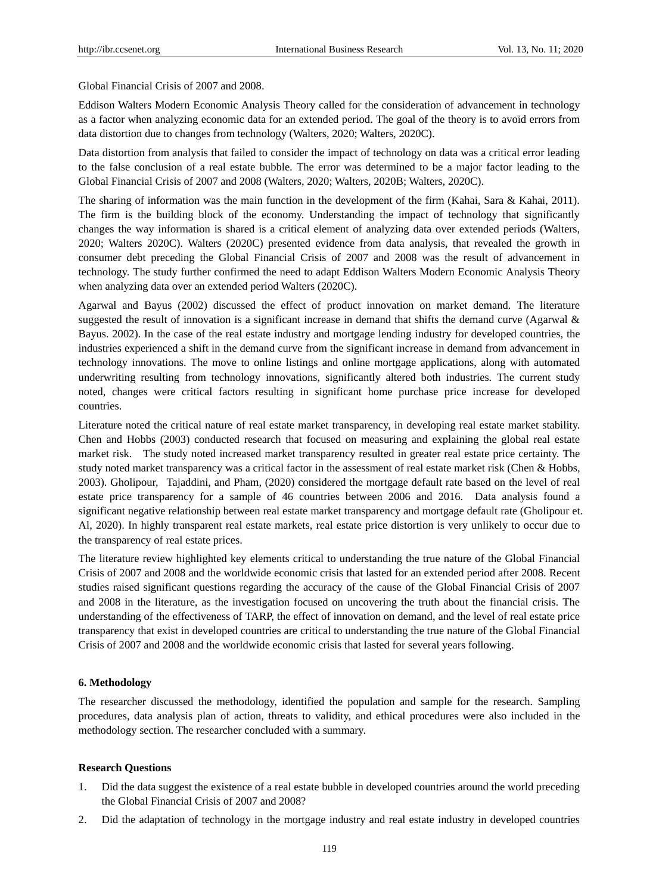Global Financial Crisis of 2007 and 2008.

Eddison Walters Modern Economic Analysis Theory called for the consideration of advancement in technology as a factor when analyzing economic data for an extended period. The goal of the theory is to avoid errors from data distortion due to changes from technology (Walters, 2020; Walters, 2020C).

Data distortion from analysis that failed to consider the impact of technology on data was a critical error leading to the false conclusion of a real estate bubble. The error was determined to be a major factor leading to the Global Financial Crisis of 2007 and 2008 (Walters, 2020; Walters, 2020B; Walters, 2020C).

The sharing of information was the main function in the development of the firm (Kahai, Sara & Kahai, 2011). The firm is the building block of the economy. Understanding the impact of technology that significantly changes the way information is shared is a critical element of analyzing data over extended periods (Walters, 2020; Walters 2020C). Walters (2020C) presented evidence from data analysis, that revealed the growth in consumer debt preceding the Global Financial Crisis of 2007 and 2008 was the result of advancement in technology. The study further confirmed the need to adapt Eddison Walters Modern Economic Analysis Theory when analyzing data over an extended period Walters (2020C).

Agarwal and Bayus (2002) discussed the effect of product innovation on market demand. The literature suggested the result of innovation is a significant increase in demand that shifts the demand curve (Agarwal & Bayus. 2002). In the case of the real estate industry and mortgage lending industry for developed countries, the industries experienced a shift in the demand curve from the significant increase in demand from advancement in technology innovations. The move to online listings and online mortgage applications, along with automated underwriting resulting from technology innovations, significantly altered both industries. The current study noted, changes were critical factors resulting in significant home purchase price increase for developed countries.

Literature noted the critical nature of real estate market transparency, in developing real estate market stability. Chen and Hobbs (2003) conducted research that focused on measuring and explaining the global real estate market risk. The study noted increased market transparency resulted in greater real estate price certainty. The study noted market transparency was a critical factor in the assessment of real estate market risk (Chen & Hobbs, 2003). Gholipour, Tajaddini, and Pham, (2020) considered the mortgage default rate based on the level of real estate price transparency for a sample of 46 countries between 2006 and 2016. Data analysis found a significant negative relationship between real estate market transparency and mortgage default rate (Gholipour et. Al, 2020). In highly transparent real estate markets, real estate price distortion is very unlikely to occur due to the transparency of real estate prices.

The literature review highlighted key elements critical to understanding the true nature of the Global Financial Crisis of 2007 and 2008 and the worldwide economic crisis that lasted for an extended period after 2008. Recent studies raised significant questions regarding the accuracy of the cause of the Global Financial Crisis of 2007 and 2008 in the literature, as the investigation focused on uncovering the truth about the financial crisis. The understanding of the effectiveness of TARP, the effect of innovation on demand, and the level of real estate price transparency that exist in developed countries are critical to understanding the true nature of the Global Financial Crisis of 2007 and 2008 and the worldwide economic crisis that lasted for several years following.

## 6. Methodology

The researcher discussed the methodology, identified the population and sample for the research. Sampling procedures, data analysis plan of action, threats to validity, and ethical procedures were also included in the methodology section. The researcher concluded with a summary.

### Research Questions

1. Did the data suggest the existence of a real estate bubble in developed countries around the world preceding the Global Financial Crisis of 2007 and 2008?
2. Did the adaptation of technology in the mortgage industry and real estate industry in developed countries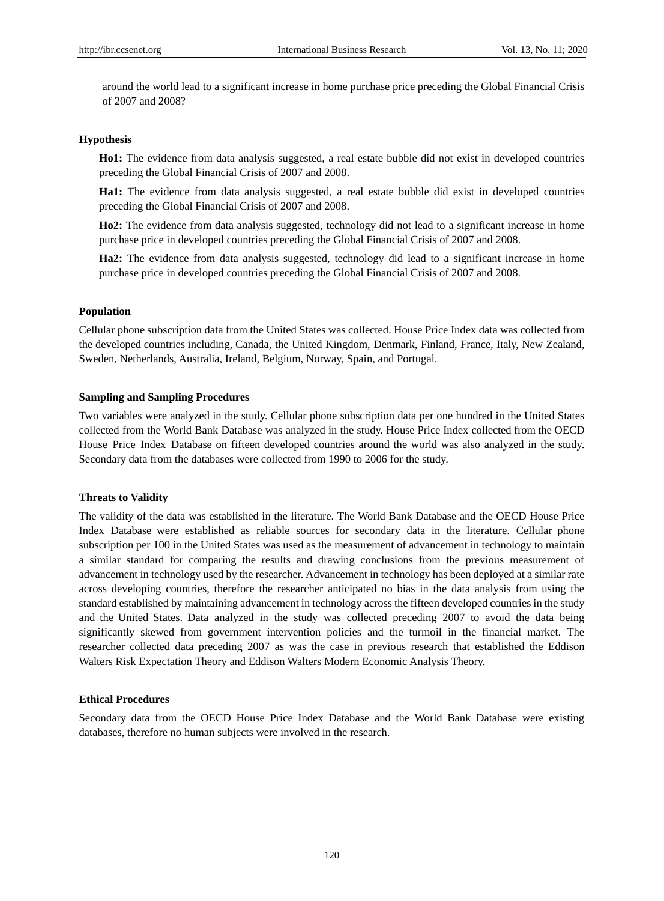around the world lead to a significant increase in home purchase price preceding the Global Financial Crisis of 2007 and 2008?

### Hypothesis

**Ho1:** The evidence from data analysis suggested, a real estate bubble did not exist in developed countries preceding the Global Financial Crisis of 2007 and 2008.

**Ha1:** The evidence from data analysis suggested, a real estate bubble did exist in developed countries preceding the Global Financial Crisis of 2007 and 2008.

**Ho2:** The evidence from data analysis suggested, technology did not lead to a significant increase in home purchase price in developed countries preceding the Global Financial Crisis of 2007 and 2008.

**Ha2:** The evidence from data analysis suggested, technology did lead to a significant increase in home purchase price in developed countries preceding the Global Financial Crisis of 2007 and 2008.

### Population

Cellular phone subscription data from the United States was collected. House Price Index data was collected from the developed countries including, Canada, the United Kingdom, Denmark, Finland, France, Italy, New Zealand, Sweden, Netherlands, Australia, Ireland, Belgium, Norway, Spain, and Portugal.

### Sampling and Sampling Procedures

Two variables were analyzed in the study. Cellular phone subscription data per one hundred in the United States collected from the World Bank Database was analyzed in the study. House Price Index collected from the OECD House Price Index Database on fifteen developed countries around the world was also analyzed in the study. Secondary data from the databases were collected from 1990 to 2006 for the study.

### Threats to Validity

The validity of the data was established in the literature. The World Bank Database and the OECD House Price Index Database were established as reliable sources for secondary data in the literature. Cellular phone subscription per 100 in the United States was used as the measurement of advancement in technology to maintain a similar standard for comparing the results and drawing conclusions from the previous measurement of advancement in technology used by the researcher. Advancement in technology has been deployed at a similar rate across developing countries, therefore the researcher anticipated no bias in the data analysis from using the standard established by maintaining advancement in technology across the fifteen developed countries in the study and the United States. Data analyzed in the study was collected preceding 2007 to avoid the data being significantly skewed from government intervention policies and the turmoil in the financial market. The researcher collected data preceding 2007 as was the case in previous research that established the Eddison Walters Risk Expectation Theory and Eddison Walters Modern Economic Analysis Theory.

### Ethical Procedures

Secondary data from the OECD House Price Index Database and the World Bank Database were existing databases, therefore no human subjects were involved in the research.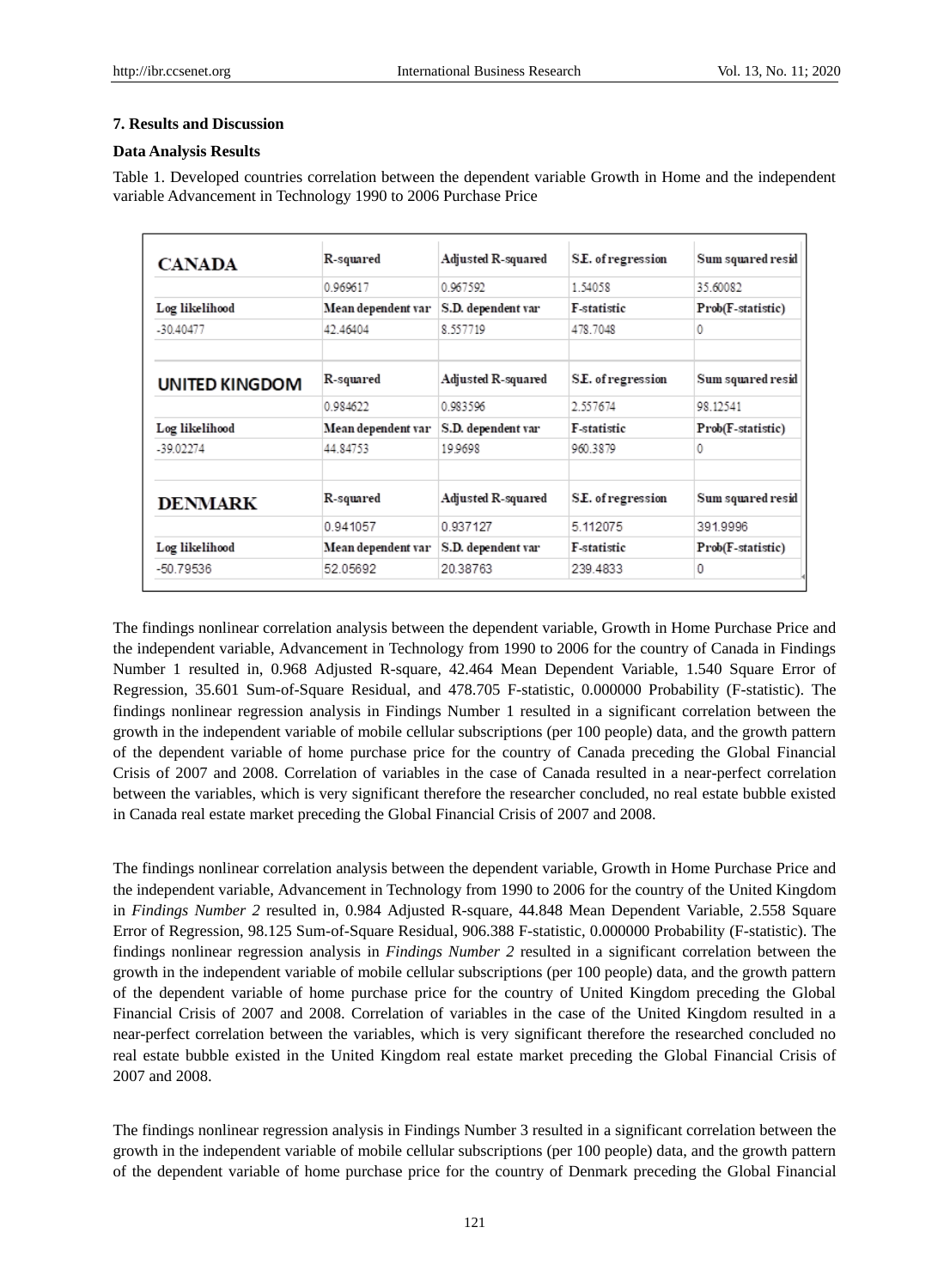## 7. Results and Discussion

### Data Analysis Results

Table 1. Developed countries correlation between the dependent variable Growth in Home and the independent variable Advancement in Technology 1990 to 2006 Purchase Price

| CANADA | R-squared | Adjusted R-squared | S.E. of regression | Sum squared resid |
|---|---|---|---|---|
| | 0.969617 | 0.967592 | 1.54058 | 35.60082 |
| Log likelihood | Mean dependent var | S.D. dependent var | F-statistic | Prob(F-statistic) |
| -30.40477 | 42.46404 | 8.557719 | 478.7048 | 0 |
| | | | | |
| **UNITED KINGDOM** | R-squared | Adjusted R-squared | S.E. of regression | Sum squared resid |
| | 0.984622 | 0.983596 | 2.557674 | 98.12541 |
| Log likelihood | Mean dependent var | S.D. dependent var | F-statistic | Prob(F-statistic) |
| -39.02274 | 44.84753 | 19.9698 | 960.3879 | 0 |
| | | | | |
| **DENMARK** | R-squared | Adjusted R-squared | S.E. of regression | Sum squared resid |
| | 0.941057 | 0.937127 | 5.112075 | 391.9996 |
| Log likelihood | Mean dependent var | S.D. dependent var | F-statistic | Prob(F-statistic) |
| -50.79536 | 52.05692 | 20.38763 | 239.4833 | 0 |

The findings nonlinear correlation analysis between the dependent variable, Growth in Home Purchase Price and the independent variable, Advancement in Technology from 1990 to 2006 for the country of Canada in Findings Number 1 resulted in, 0.968 Adjusted R-square, 42.464 Mean Dependent Variable, 1.540 Square Error of Regression, 35.601 Sum-of-Square Residual, and 478.705 F-statistic, 0.000000 Probability (F-statistic). The findings nonlinear regression analysis in Findings Number 1 resulted in a significant correlation between the growth in the independent variable of mobile cellular subscriptions (per 100 people) data, and the growth pattern of the dependent variable of home purchase price for the country of Canada preceding the Global Financial Crisis of 2007 and 2008. Correlation of variables in the case of Canada resulted in a near-perfect correlation between the variables, which is very significant therefore the researcher concluded, no real estate bubble existed in Canada real estate market preceding the Global Financial Crisis of 2007 and 2008.

The findings nonlinear correlation analysis between the dependent variable, Growth in Home Purchase Price and the independent variable, Advancement in Technology from 1990 to 2006 for the country of the United Kingdom in *Findings Number 2* resulted in, 0.984 Adjusted R-square, 44.848 Mean Dependent Variable, 2.558 Square Error of Regression, 98.125 Sum-of-Square Residual, 906.388 F-statistic, 0.000000 Probability (F-statistic). The findings nonlinear regression analysis in *Findings Number 2* resulted in a significant correlation between the growth in the independent variable of mobile cellular subscriptions (per 100 people) data, and the growth pattern of the dependent variable of home purchase price for the country of United Kingdom preceding the Global Financial Crisis of 2007 and 2008. Correlation of variables in the case of the United Kingdom resulted in a near-perfect correlation between the variables, which is very significant therefore the researched concluded no real estate bubble existed in the United Kingdom real estate market preceding the Global Financial Crisis of 2007 and 2008.

The findings nonlinear regression analysis in Findings Number 3 resulted in a significant correlation between the growth in the independent variable of mobile cellular subscriptions (per 100 people) data, and the growth pattern of the dependent variable of home purchase price for the country of Denmark preceding the Global Financial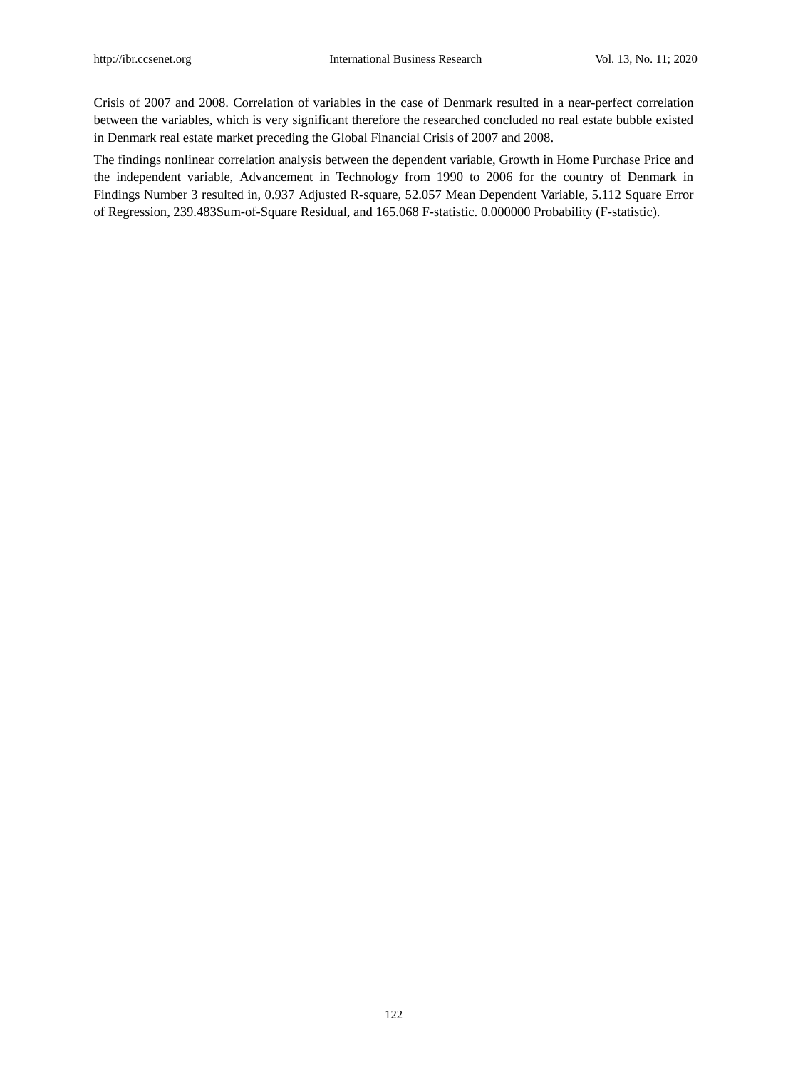Crisis of 2007 and 2008. Correlation of variables in the case of Denmark resulted in a near-perfect correlation between the variables, which is very significant therefore the researched concluded no real estate bubble existed in Denmark real estate market preceding the Global Financial Crisis of 2007 and 2008.

The findings nonlinear correlation analysis between the dependent variable, Growth in Home Purchase Price and the independent variable, Advancement in Technology from 1990 to 2006 for the country of Denmark in Findings Number 3 resulted in, 0.937 Adjusted R-square, 52.057 Mean Dependent Variable, 5.112 Square Error of Regression, 239.483Sum-of-Square Residual, and 165.068 F-statistic. 0.000000 Probability (F-statistic).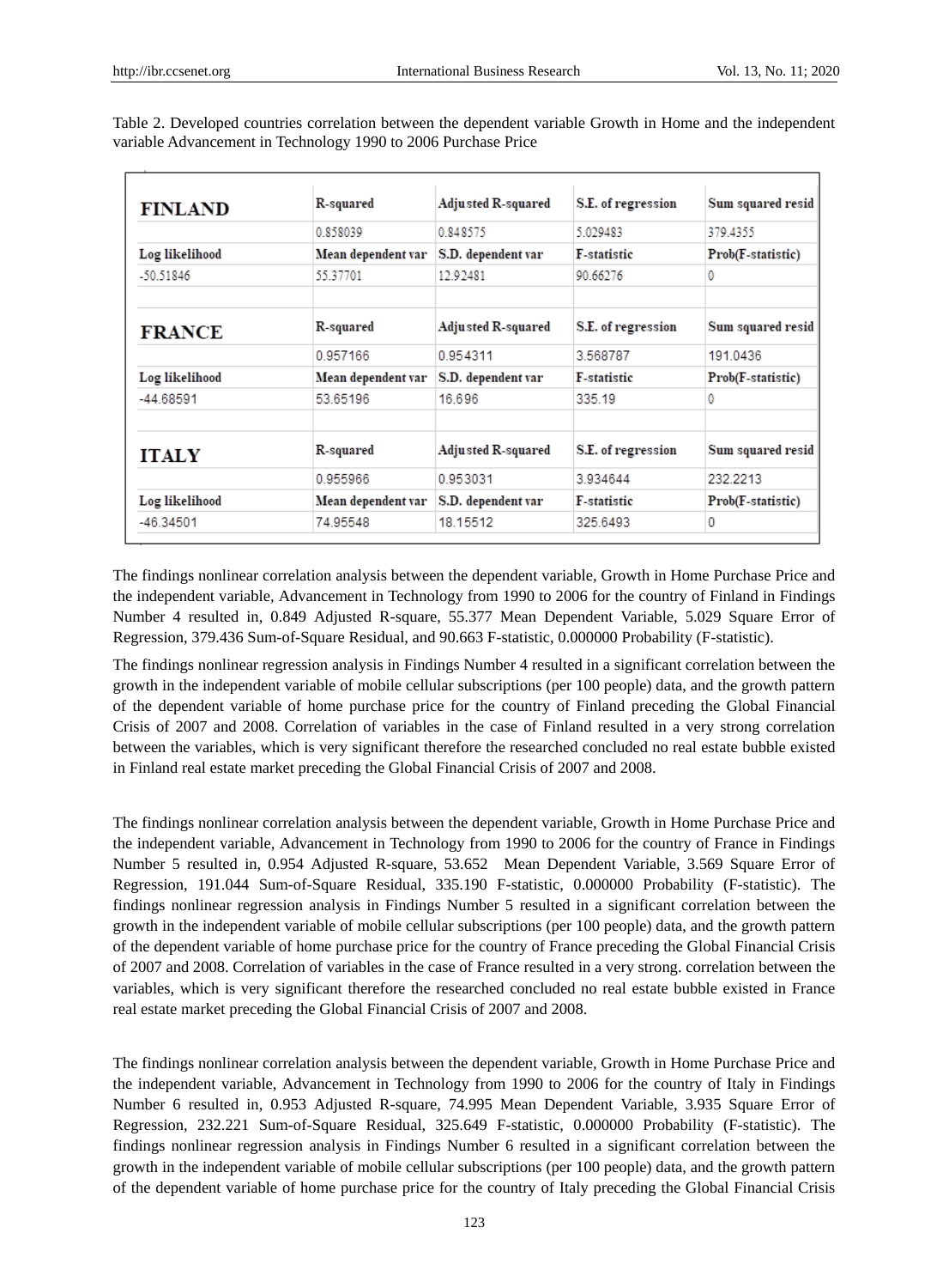Table 2. Developed countries correlation between the dependent variable Growth in Home and the independent variable Advancement in Technology 1990 to 2006 Purchase Price

| **FINLAND** | R-squared | Adjusted R-squared | S.E. of regression | Sum squared resid |
|---|---|---|---|---|
| | 0.858039 | 0.848575 | 5.029483 | 379.4355 |
| Log likelihood | Mean dependent var | S.D. dependent var | F-statistic | Prob(F-statistic) |
| -50.51846 | 55.37701 | 12.92481 | 90.66276 | 0 |
| | | | | |
| **FRANCE** | R-squared | Adjusted R-squared | S.E. of regression | Sum squared resid |
| | 0.957166 | 0.954311 | 3.568787 | 191.0436 |
| Log likelihood | Mean dependent var | S.D. dependent var | F-statistic | Prob(F-statistic) |
| -44.68591 | 53.65196 | 16.696 | 335.19 | 0 |
| | | | | |
| **ITALY** | R-squared | Adjusted R-squared | S.E. of regression | Sum squared resid |
| | 0.955966 | 0.953031 | 3.934644 | 232.2213 |
| Log likelihood | Mean dependent var | S.D. dependent var | F-statistic | Prob(F-statistic) |
| -46.34501 | 74.95548 | 18.15512 | 325.6493 | 0 |

The findings nonlinear correlation analysis between the dependent variable, Growth in Home Purchase Price and the independent variable, Advancement in Technology from 1990 to 2006 for the country of Finland in Findings Number 4 resulted in, 0.849 Adjusted R-square, 55.377 Mean Dependent Variable, 5.029 Square Error of Regression, 379.436 Sum-of-Square Residual, and 90.663 F-statistic, 0.000000 Probability (F-statistic).

The findings nonlinear regression analysis in Findings Number 4 resulted in a significant correlation between the growth in the independent variable of mobile cellular subscriptions (per 100 people) data, and the growth pattern of the dependent variable of home purchase price for the country of Finland preceding the Global Financial Crisis of 2007 and 2008. Correlation of variables in the case of Finland resulted in a very strong correlation between the variables, which is very significant therefore the researched concluded no real estate bubble existed in Finland real estate market preceding the Global Financial Crisis of 2007 and 2008.

The findings nonlinear correlation analysis between the dependent variable, Growth in Home Purchase Price and the independent variable, Advancement in Technology from 1990 to 2006 for the country of France in Findings Number 5 resulted in, 0.954 Adjusted R-square, 53.652 Mean Dependent Variable, 3.569 Square Error of Regression, 191.044 Sum-of-Square Residual, 335.190 F-statistic, 0.000000 Probability (F-statistic). The findings nonlinear regression analysis in Findings Number 5 resulted in a significant correlation between the growth in the independent variable of mobile cellular subscriptions (per 100 people) data, and the growth pattern of the dependent variable of home purchase price for the country of France preceding the Global Financial Crisis of 2007 and 2008. Correlation of variables in the case of France resulted in a very strong. correlation between the variables, which is very significant therefore the researched concluded no real estate bubble existed in France real estate market preceding the Global Financial Crisis of 2007 and 2008.

The findings nonlinear correlation analysis between the dependent variable, Growth in Home Purchase Price and the independent variable, Advancement in Technology from 1990 to 2006 for the country of Italy in Findings Number 6 resulted in, 0.953 Adjusted R-square, 74.995 Mean Dependent Variable, 3.935 Square Error of Regression, 232.221 Sum-of-Square Residual, 325.649 F-statistic, 0.000000 Probability (F-statistic). The findings nonlinear regression analysis in Findings Number 6 resulted in a significant correlation between the growth in the independent variable of mobile cellular subscriptions (per 100 people) data, and the growth pattern of the dependent variable of home purchase price for the country of Italy preceding the Global Financial Crisis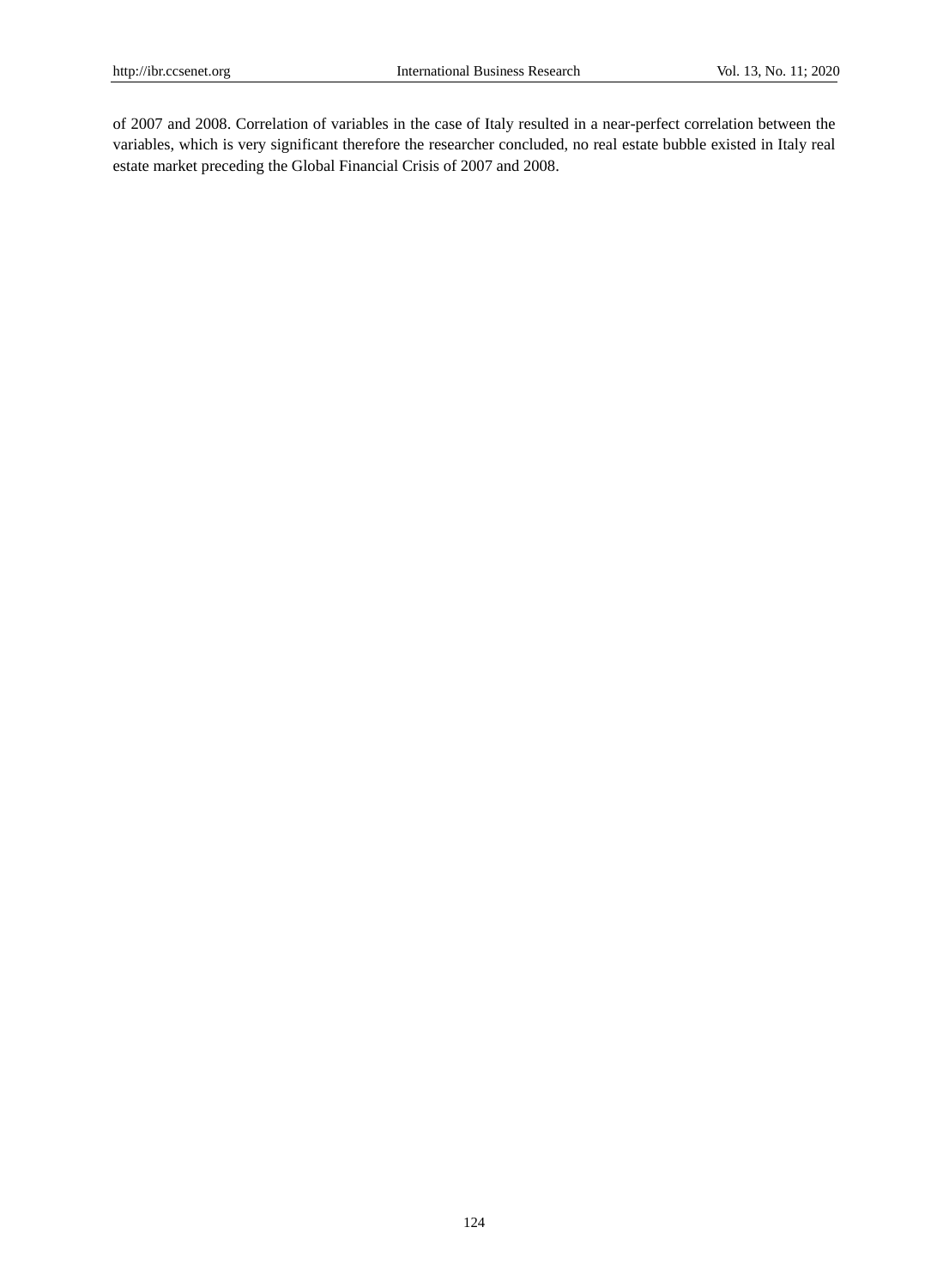of 2007 and 2008. Correlation of variables in the case of Italy resulted in a near-perfect correlation between the variables, which is very significant therefore the researcher concluded, no real estate bubble existed in Italy real estate market preceding the Global Financial Crisis of 2007 and 2008.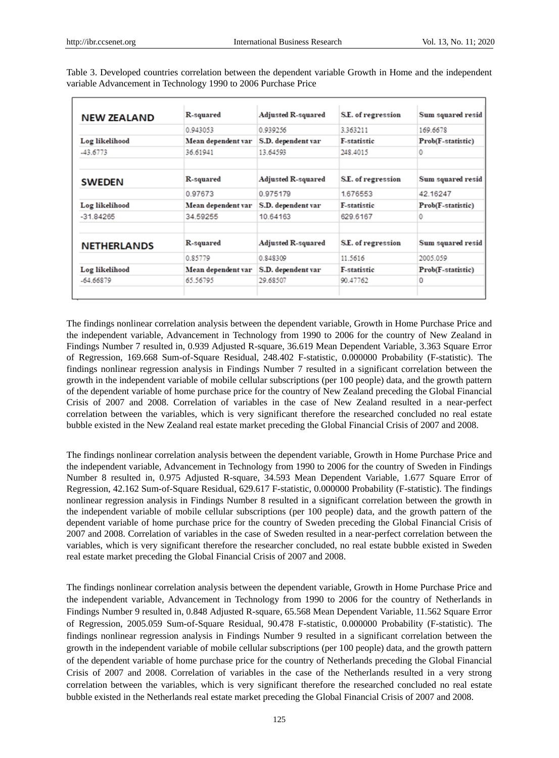Table 3. Developed countries correlation between the dependent variable Growth in Home and the independent variable Advancement in Technology 1990 to 2006 Purchase Price

| NEW ZEALAND | R-squared | Adjusted R-squared | S.E. of regression | Sum squared resid |
|---|---|---|---|---|
| | 0.943053 | 0.939256 | 3.363211 | 169.6678 |
| Log likelihood | Mean dependent var | S.D. dependent var | F-statistic | Prob(F-statistic) |
| -43.6773 | 36.61941 | 13.64593 | 248.4015 | 0 |
| | | | | |
| **SWEDEN** | R-squared | Adjusted R-squared | S.E. of regression | Sum squared resid |
| | 0.97673 | 0.975179 | 1.676553 | 42.16247 |
| Log likelihood | Mean dependent var | S.D. dependent var | F-statistic | Prob(F-statistic) |
| -31.84265 | 34.59255 | 10.64163 | 629.6167 | 0 |
| | | | | |
| **NETHERLANDS** | R-squared | Adjusted R-squared | S.E. of regression | Sum squared resid |
| | 0.85779 | 0.848309 | 11.5616 | 2005.059 |
| Log likelihood | Mean dependent var | S.D. dependent var | F-statistic | Prob(F-statistic) |
| -64.66879 | 65.56795 | 29.68507 | 90.47762 | 0 |

The findings nonlinear correlation analysis between the dependent variable, Growth in Home Purchase Price and the independent variable, Advancement in Technology from 1990 to 2006 for the country of New Zealand in Findings Number 7 resulted in, 0.939 Adjusted R-square, 36.619 Mean Dependent Variable, 3.363 Square Error of Regression, 169.668 Sum-of-Square Residual, 248.402 F-statistic, 0.000000 Probability (F-statistic). The findings nonlinear regression analysis in Findings Number 7 resulted in a significant correlation between the growth in the independent variable of mobile cellular subscriptions (per 100 people) data, and the growth pattern of the dependent variable of home purchase price for the country of New Zealand preceding the Global Financial Crisis of 2007 and 2008. Correlation of variables in the case of New Zealand resulted in a near-perfect correlation between the variables, which is very significant therefore the researched concluded no real estate bubble existed in the New Zealand real estate market preceding the Global Financial Crisis of 2007 and 2008.

The findings nonlinear correlation analysis between the dependent variable, Growth in Home Purchase Price and the independent variable, Advancement in Technology from 1990 to 2006 for the country of Sweden in Findings Number 8 resulted in, 0.975 Adjusted R-square, 34.593 Mean Dependent Variable, 1.677 Square Error of Regression, 42.162 Sum-of-Square Residual, 629.617 F-statistic, 0.000000 Probability (F-statistic). The findings nonlinear regression analysis in Findings Number 8 resulted in a significant correlation between the growth in the independent variable of mobile cellular subscriptions (per 100 people) data, and the growth pattern of the dependent variable of home purchase price for the country of Sweden preceding the Global Financial Crisis of 2007 and 2008. Correlation of variables in the case of Sweden resulted in a near-perfect correlation between the variables, which is very significant therefore the researcher concluded, no real estate bubble existed in Sweden real estate market preceding the Global Financial Crisis of 2007 and 2008.

The findings nonlinear correlation analysis between the dependent variable, Growth in Home Purchase Price and the independent variable, Advancement in Technology from 1990 to 2006 for the country of Netherlands in Findings Number 9 resulted in, 0.848 Adjusted R-square, 65.568 Mean Dependent Variable, 11.562 Square Error of Regression, 2005.059 Sum-of-Square Residual, 90.478 F-statistic, 0.000000 Probability (F-statistic). The findings nonlinear regression analysis in Findings Number 9 resulted in a significant correlation between the growth in the independent variable of mobile cellular subscriptions (per 100 people) data, and the growth pattern of the dependent variable of home purchase price for the country of Netherlands preceding the Global Financial Crisis of 2007 and 2008. Correlation of variables in the case of the Netherlands resulted in a very strong correlation between the variables, which is very significant therefore the researched concluded no real estate bubble existed in the Netherlands real estate market preceding the Global Financial Crisis of 2007 and 2008.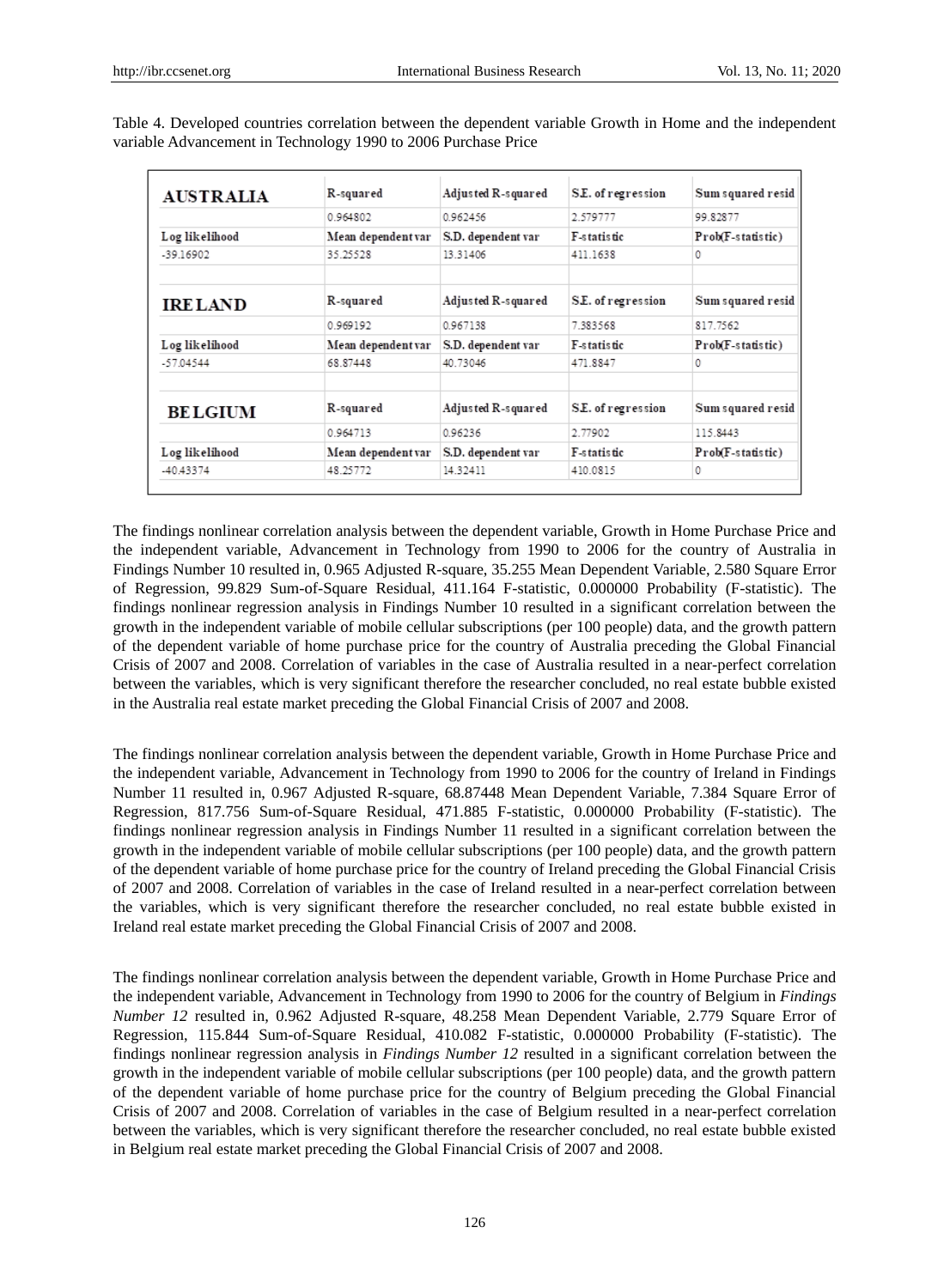Table 4. Developed countries correlation between the dependent variable Growth in Home and the independent variable Advancement in Technology 1990 to 2006 Purchase Price

| **AUSTRALIA** | R-squared | Adjusted R-squared | S.E. of regression | Sum squared resid |
|---|---|---|---|---|
| | 0.964802 | 0.962456 | 2.579777 | 99.82877 |
| Log likelihood | Mean dependent var | S.D. dependent var | F-statistic | Prob(F-statistic) |
| -39.16902 | 35.25528 | 13.31406 | 411.1638 | 0 |
| | | | | |
| **IRELAND** | R-squared | Adjusted R-squared | S.E. of regression | Sum squared resid |
| | 0.969192 | 0.967138 | 7.383568 | 817.7562 |
| Log likelihood | Mean dependent var | S.D. dependent var | F-statistic | Prob(F-statistic) |
| -57.04544 | 68.87448 | 40.73046 | 471.8847 | 0 |
| | | | | |
| **BELGIUM** | R-squared | Adjusted R-squared | S.E. of regression | Sum squared resid |
| | 0.964713 | 0.96236 | 2.77902 | 115.8443 |
| Log likelihood | Mean dependent var | S.D. dependent var | F-statistic | Prob(F-statistic) |
| -40.43374 | 48.25772 | 14.32411 | 410.0815 | 0 |

The findings nonlinear correlation analysis between the dependent variable, Growth in Home Purchase Price and the independent variable, Advancement in Technology from 1990 to 2006 for the country of Australia in Findings Number 10 resulted in, 0.965 Adjusted R-square, 35.255 Mean Dependent Variable, 2.580 Square Error of Regression, 99.829 Sum-of-Square Residual, 411.164 F-statistic, 0.000000 Probability (F-statistic). The findings nonlinear regression analysis in Findings Number 10 resulted in a significant correlation between the growth in the independent variable of mobile cellular subscriptions (per 100 people) data, and the growth pattern of the dependent variable of home purchase price for the country of Australia preceding the Global Financial Crisis of 2007 and 2008. Correlation of variables in the case of Australia resulted in a near-perfect correlation between the variables, which is very significant therefore the researcher concluded, no real estate bubble existed in the Australia real estate market preceding the Global Financial Crisis of 2007 and 2008.

The findings nonlinear correlation analysis between the dependent variable, Growth in Home Purchase Price and the independent variable, Advancement in Technology from 1990 to 2006 for the country of Ireland in Findings Number 11 resulted in, 0.967 Adjusted R-square, 68.87448 Mean Dependent Variable, 7.384 Square Error of Regression, 817.756 Sum-of-Square Residual, 471.885 F-statistic, 0.000000 Probability (F-statistic). The findings nonlinear regression analysis in Findings Number 11 resulted in a significant correlation between the growth in the independent variable of mobile cellular subscriptions (per 100 people) data, and the growth pattern of the dependent variable of home purchase price for the country of Ireland preceding the Global Financial Crisis of 2007 and 2008. Correlation of variables in the case of Ireland resulted in a near-perfect correlation between the variables, which is very significant therefore the researcher concluded, no real estate bubble existed in Ireland real estate market preceding the Global Financial Crisis of 2007 and 2008.

The findings nonlinear correlation analysis between the dependent variable, Growth in Home Purchase Price and the independent variable, Advancement in Technology from 1990 to 2006 for the country of Belgium in *Findings Number 12* resulted in, 0.962 Adjusted R-square, 48.258 Mean Dependent Variable, 2.779 Square Error of Regression, 115.844 Sum-of-Square Residual, 410.082 F-statistic, 0.000000 Probability (F-statistic). The findings nonlinear regression analysis in *Findings Number 12* resulted in a significant correlation between the growth in the independent variable of mobile cellular subscriptions (per 100 people) data, and the growth pattern of the dependent variable of home purchase price for the country of Belgium preceding the Global Financial Crisis of 2007 and 2008. Correlation of variables in the case of Belgium resulted in a near-perfect correlation between the variables, which is very significant therefore the researcher concluded, no real estate bubble existed in Belgium real estate market preceding the Global Financial Crisis of 2007 and 2008.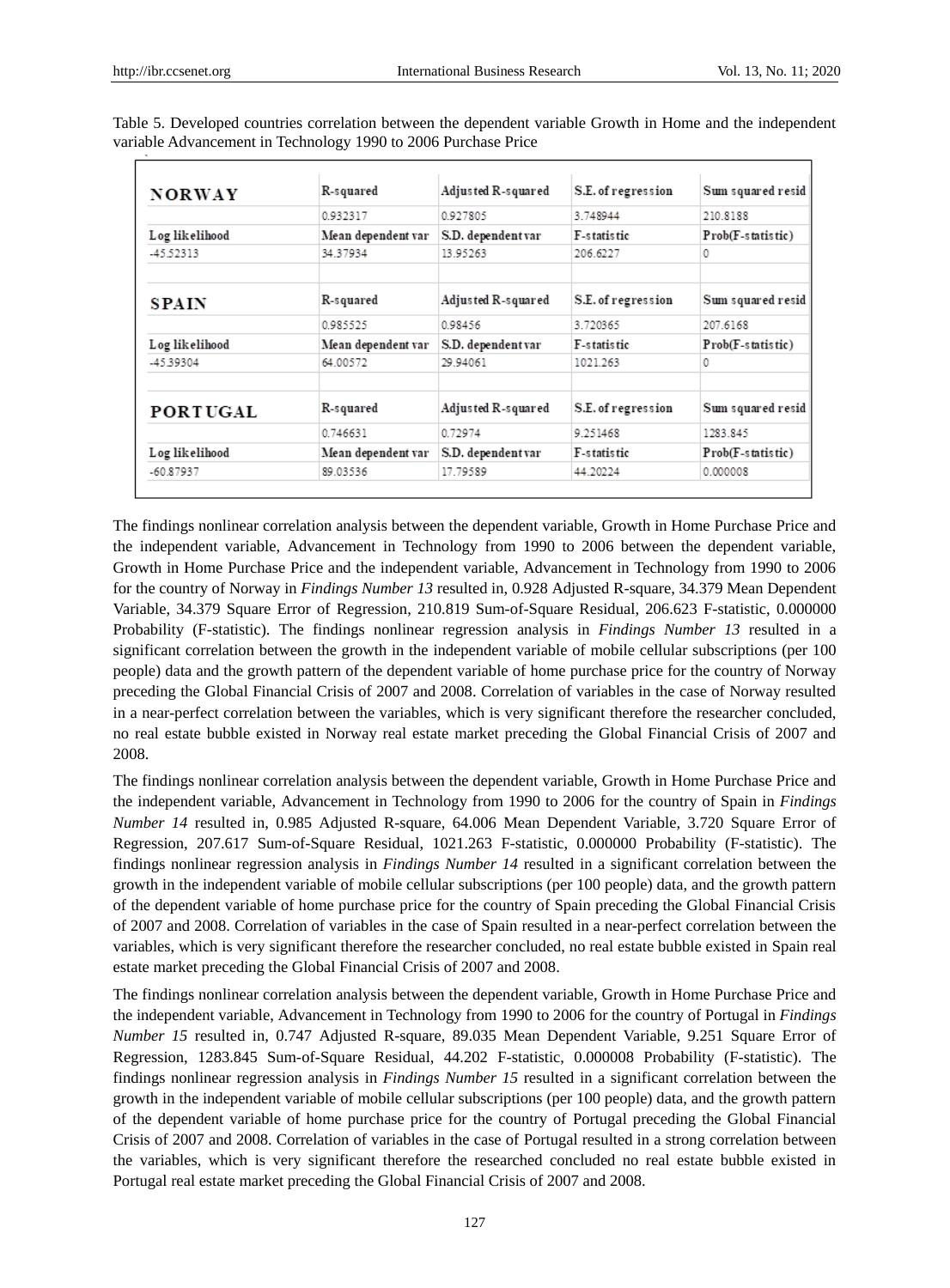Table 5. Developed countries correlation between the dependent variable Growth in Home and the independent variable Advancement in Technology 1990 to 2006 Purchase Price

| **NORWAY** | R-squared | Adjusted R-squared | S.E. of regression | Sum squared resid |
|---|---|---|---|---|
| | 0.932317 | 0.927805 | 3.748944 | 210.8188 |
| Log likelihood | Mean dependent var | S.D. dependent var | F-statistic | Prob(F-statistic) |
| -45.52313 | 34.37934 | 13.95263 | 206.6227 | 0 |
| | | | | |
| **SPAIN** | R-squared | Adjusted R-squared | S.E. of regression | Sum squared resid |
| | 0.985525 | 0.98456 | 3.720365 | 207.6168 |
| Log likelihood | Mean dependent var | S.D. dependent var | F-statistic | Prob(F-statistic) |
| -45.39304 | 64.00572 | 29.94061 | 1021.263 | 0 |
| | | | | |
| **PORTUGAL** | R-squared | Adjusted R-squared | S.E. of regression | Sum squared resid |
| | 0.746631 | 0.72974 | 9.251468 | 1283.845 |
| Log likelihood | Mean dependent var | S.D. dependent var | F-statistic | Prob(F-statistic) |
| -60.87937 | 89.03536 | 17.79589 | 44.20224 | 0.000008 |

The findings nonlinear correlation analysis between the dependent variable, Growth in Home Purchase Price and the independent variable, Advancement in Technology from 1990 to 2006 between the dependent variable, Growth in Home Purchase Price and the independent variable, Advancement in Technology from 1990 to 2006 for the country of Norway in *Findings Number 13* resulted in, 0.928 Adjusted R-square, 34.379 Mean Dependent Variable, 34.379 Square Error of Regression, 210.819 Sum-of-Square Residual, 206.623 F-statistic, 0.000000 Probability (F-statistic). The findings nonlinear regression analysis in *Findings Number 13* resulted in a significant correlation between the growth in the independent variable of mobile cellular subscriptions (per 100 people) data and the growth pattern of the dependent variable of home purchase price for the country of Norway preceding the Global Financial Crisis of 2007 and 2008. Correlation of variables in the case of Norway resulted in a near-perfect correlation between the variables, which is very significant therefore the researcher concluded, no real estate bubble existed in Norway real estate market preceding the Global Financial Crisis of 2007 and 2008.

The findings nonlinear correlation analysis between the dependent variable, Growth in Home Purchase Price and the independent variable, Advancement in Technology from 1990 to 2006 for the country of Spain in *Findings Number 14* resulted in, 0.985 Adjusted R-square, 64.006 Mean Dependent Variable, 3.720 Square Error of Regression, 207.617 Sum-of-Square Residual, 1021.263 F-statistic, 0.000000 Probability (F-statistic). The findings nonlinear regression analysis in *Findings Number 14* resulted in a significant correlation between the growth in the independent variable of mobile cellular subscriptions (per 100 people) data, and the growth pattern of the dependent variable of home purchase price for the country of Spain preceding the Global Financial Crisis of 2007 and 2008. Correlation of variables in the case of Spain resulted in a near-perfect correlation between the variables, which is very significant therefore the researcher concluded, no real estate bubble existed in Spain real estate market preceding the Global Financial Crisis of 2007 and 2008.

The findings nonlinear correlation analysis between the dependent variable, Growth in Home Purchase Price and the independent variable, Advancement in Technology from 1990 to 2006 for the country of Portugal in *Findings Number 15* resulted in, 0.747 Adjusted R-square, 89.035 Mean Dependent Variable, 9.251 Square Error of Regression, 1283.845 Sum-of-Square Residual, 44.202 F-statistic, 0.000008 Probability (F-statistic). The findings nonlinear regression analysis in *Findings Number 15* resulted in a significant correlation between the growth in the independent variable of mobile cellular subscriptions (per 100 people) data, and the growth pattern of the dependent variable of home purchase price for the country of Portugal preceding the Global Financial Crisis of 2007 and 2008. Correlation of variables in the case of Portugal resulted in a strong correlation between the variables, which is very significant therefore the researched concluded no real estate bubble existed in Portugal real estate market preceding the Global Financial Crisis of 2007 and 2008.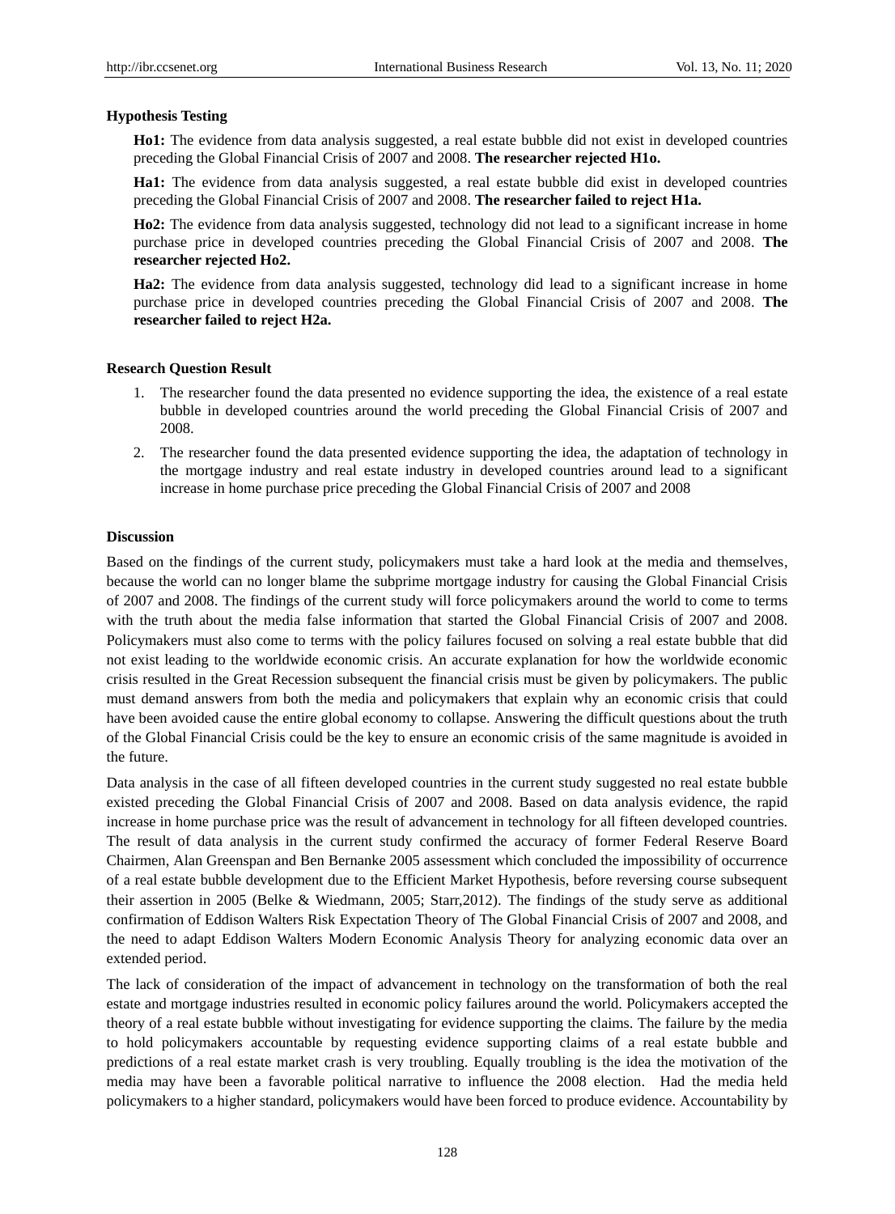**Hypothesis Testing**

**Ho1:** The evidence from data analysis suggested, a real estate bubble did not exist in developed countries preceding the Global Financial Crisis of 2007 and 2008. **The researcher rejected H1o.**

**Ha1:** The evidence from data analysis suggested, a real estate bubble did exist in developed countries preceding the Global Financial Crisis of 2007 and 2008. **The researcher failed to reject H1a.**

**Ho2:** The evidence from data analysis suggested, technology did not lead to a significant increase in home purchase price in developed countries preceding the Global Financial Crisis of 2007 and 2008. **The researcher rejected Ho2.**

**Ha2:** The evidence from data analysis suggested, technology did lead to a significant increase in home purchase price in developed countries preceding the Global Financial Crisis of 2007 and 2008. **The researcher failed to reject H2a.**

**Research Question Result**

1. The researcher found the data presented no evidence supporting the idea, the existence of a real estate bubble in developed countries around the world preceding the Global Financial Crisis of 2007 and 2008.
2. The researcher found the data presented evidence supporting the idea, the adaptation of technology in the mortgage industry and real estate industry in developed countries around lead to a significant increase in home purchase price preceding the Global Financial Crisis of 2007 and 2008

**Discussion**

Based on the findings of the current study, policymakers must take a hard look at the media and themselves, because the world can no longer blame the subprime mortgage industry for causing the Global Financial Crisis of 2007 and 2008. The findings of the current study will force policymakers around the world to come to terms with the truth about the media false information that started the Global Financial Crisis of 2007 and 2008. Policymakers must also come to terms with the policy failures focused on solving a real estate bubble that did not exist leading to the worldwide economic crisis. An accurate explanation for how the worldwide economic crisis resulted in the Great Recession subsequent the financial crisis must be given by policymakers. The public must demand answers from both the media and policymakers that explain why an economic crisis that could have been avoided cause the entire global economy to collapse. Answering the difficult questions about the truth of the Global Financial Crisis could be the key to ensure an economic crisis of the same magnitude is avoided in the future.

Data analysis in the case of all fifteen developed countries in the current study suggested no real estate bubble existed preceding the Global Financial Crisis of 2007 and 2008. Based on data analysis evidence, the rapid increase in home purchase price was the result of advancement in technology for all fifteen developed countries. The result of data analysis in the current study confirmed the accuracy of former Federal Reserve Board Chairmen, Alan Greenspan and Ben Bernanke 2005 assessment which concluded the impossibility of occurrence of a real estate bubble development due to the Efficient Market Hypothesis, before reversing course subsequent their assertion in 2005 (Belke & Wiedmann, 2005; Starr,2012). The findings of the study serve as additional confirmation of Eddison Walters Risk Expectation Theory of The Global Financial Crisis of 2007 and 2008, and the need to adapt Eddison Walters Modern Economic Analysis Theory for analyzing economic data over an extended period.

The lack of consideration of the impact of advancement in technology on the transformation of both the real estate and mortgage industries resulted in economic policy failures around the world. Policymakers accepted the theory of a real estate bubble without investigating for evidence supporting the claims. The failure by the media to hold policymakers accountable by requesting evidence supporting claims of a real estate bubble and predictions of a real estate market crash is very troubling. Equally troubling is the idea the motivation of the media may have been a favorable political narrative to influence the 2008 election. Had the media held policymakers to a higher standard, policymakers would have been forced to produce evidence. Accountability by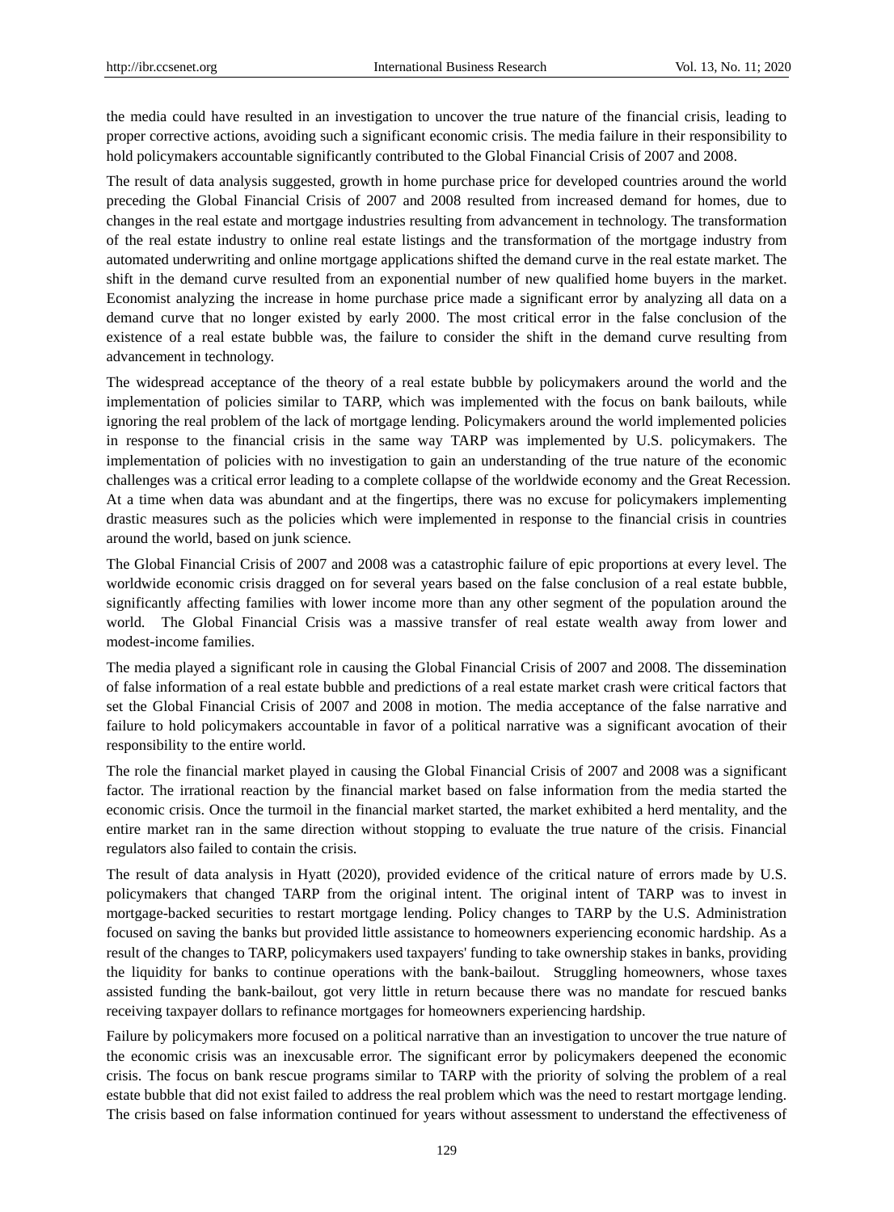the media could have resulted in an investigation to uncover the true nature of the financial crisis, leading to proper corrective actions, avoiding such a significant economic crisis. The media failure in their responsibility to hold policymakers accountable significantly contributed to the Global Financial Crisis of 2007 and 2008.

The result of data analysis suggested, growth in home purchase price for developed countries around the world preceding the Global Financial Crisis of 2007 and 2008 resulted from increased demand for homes, due to changes in the real estate and mortgage industries resulting from advancement in technology. The transformation of the real estate industry to online real estate listings and the transformation of the mortgage industry from automated underwriting and online mortgage applications shifted the demand curve in the real estate market. The shift in the demand curve resulted from an exponential number of new qualified home buyers in the market. Economist analyzing the increase in home purchase price made a significant error by analyzing all data on a demand curve that no longer existed by early 2000. The most critical error in the false conclusion of the existence of a real estate bubble was, the failure to consider the shift in the demand curve resulting from advancement in technology.

The widespread acceptance of the theory of a real estate bubble by policymakers around the world and the implementation of policies similar to TARP, which was implemented with the focus on bank bailouts, while ignoring the real problem of the lack of mortgage lending. Policymakers around the world implemented policies in response to the financial crisis in the same way TARP was implemented by U.S. policymakers. The implementation of policies with no investigation to gain an understanding of the true nature of the economic challenges was a critical error leading to a complete collapse of the worldwide economy and the Great Recession. At a time when data was abundant and at the fingertips, there was no excuse for policymakers implementing drastic measures such as the policies which were implemented in response to the financial crisis in countries around the world, based on junk science.

The Global Financial Crisis of 2007 and 2008 was a catastrophic failure of epic proportions at every level. The worldwide economic crisis dragged on for several years based on the false conclusion of a real estate bubble, significantly affecting families with lower income more than any other segment of the population around the world. The Global Financial Crisis was a massive transfer of real estate wealth away from lower and modest-income families.

The media played a significant role in causing the Global Financial Crisis of 2007 and 2008. The dissemination of false information of a real estate bubble and predictions of a real estate market crash were critical factors that set the Global Financial Crisis of 2007 and 2008 in motion. The media acceptance of the false narrative and failure to hold policymakers accountable in favor of a political narrative was a significant avocation of their responsibility to the entire world.

The role the financial market played in causing the Global Financial Crisis of 2007 and 2008 was a significant factor. The irrational reaction by the financial market based on false information from the media started the economic crisis. Once the turmoil in the financial market started, the market exhibited a herd mentality, and the entire market ran in the same direction without stopping to evaluate the true nature of the crisis. Financial regulators also failed to contain the crisis.

The result of data analysis in Hyatt (2020), provided evidence of the critical nature of errors made by U.S. policymakers that changed TARP from the original intent. The original intent of TARP was to invest in mortgage-backed securities to restart mortgage lending. Policy changes to TARP by the U.S. Administration focused on saving the banks but provided little assistance to homeowners experiencing economic hardship. As a result of the changes to TARP, policymakers used taxpayers' funding to take ownership stakes in banks, providing the liquidity for banks to continue operations with the bank-bailout. Struggling homeowners, whose taxes assisted funding the bank-bailout, got very little in return because there was no mandate for rescued banks receiving taxpayer dollars to refinance mortgages for homeowners experiencing hardship.

Failure by policymakers more focused on a political narrative than an investigation to uncover the true nature of the economic crisis was an inexcusable error. The significant error by policymakers deepened the economic crisis. The focus on bank rescue programs similar to TARP with the priority of solving the problem of a real estate bubble that did not exist failed to address the real problem which was the need to restart mortgage lending. The crisis based on false information continued for years without assessment to understand the effectiveness of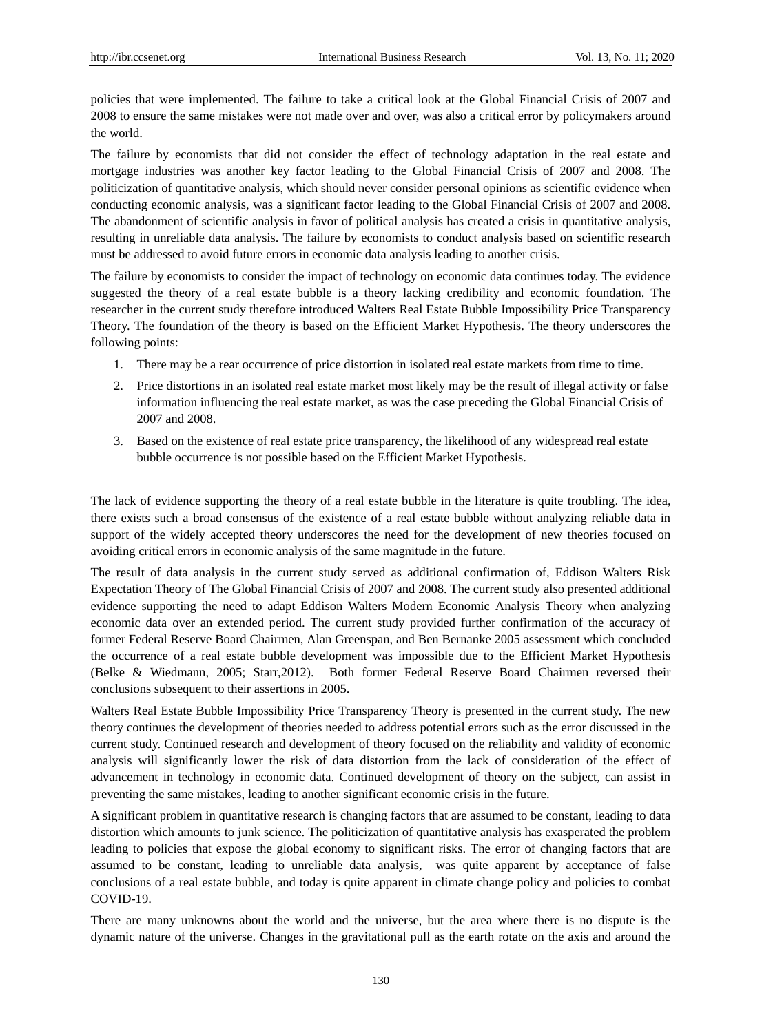policies that were implemented. The failure to take a critical look at the Global Financial Crisis of 2007 and 2008 to ensure the same mistakes were not made over and over, was also a critical error by policymakers around the world.

The failure by economists that did not consider the effect of technology adaptation in the real estate and mortgage industries was another key factor leading to the Global Financial Crisis of 2007 and 2008. The politicization of quantitative analysis, which should never consider personal opinions as scientific evidence when conducting economic analysis, was a significant factor leading to the Global Financial Crisis of 2007 and 2008. The abandonment of scientific analysis in favor of political analysis has created a crisis in quantitative analysis, resulting in unreliable data analysis. The failure by economists to conduct analysis based on scientific research must be addressed to avoid future errors in economic data analysis leading to another crisis.

The failure by economists to consider the impact of technology on economic data continues today. The evidence suggested the theory of a real estate bubble is a theory lacking credibility and economic foundation. The researcher in the current study therefore introduced Walters Real Estate Bubble Impossibility Price Transparency Theory. The foundation of the theory is based on the Efficient Market Hypothesis. The theory underscores the following points:

1. There may be a rear occurrence of price distortion in isolated real estate markets from time to time.
2. Price distortions in an isolated real estate market most likely may be the result of illegal activity or false information influencing the real estate market, as was the case preceding the Global Financial Crisis of 2007 and 2008.
3. Based on the existence of real estate price transparency, the likelihood of any widespread real estate bubble occurrence is not possible based on the Efficient Market Hypothesis.

The lack of evidence supporting the theory of a real estate bubble in the literature is quite troubling. The idea, there exists such a broad consensus of the existence of a real estate bubble without analyzing reliable data in support of the widely accepted theory underscores the need for the development of new theories focused on avoiding critical errors in economic analysis of the same magnitude in the future.

The result of data analysis in the current study served as additional confirmation of, Eddison Walters Risk Expectation Theory of The Global Financial Crisis of 2007 and 2008. The current study also presented additional evidence supporting the need to adapt Eddison Walters Modern Economic Analysis Theory when analyzing economic data over an extended period. The current study provided further confirmation of the accuracy of former Federal Reserve Board Chairmen, Alan Greenspan, and Ben Bernanke 2005 assessment which concluded the occurrence of a real estate bubble development was impossible due to the Efficient Market Hypothesis (Belke & Wiedmann, 2005; Starr,2012). Both former Federal Reserve Board Chairmen reversed their conclusions subsequent to their assertions in 2005.

Walters Real Estate Bubble Impossibility Price Transparency Theory is presented in the current study. The new theory continues the development of theories needed to address potential errors such as the error discussed in the current study. Continued research and development of theory focused on the reliability and validity of economic analysis will significantly lower the risk of data distortion from the lack of consideration of the effect of advancement in technology in economic data. Continued development of theory on the subject, can assist in preventing the same mistakes, leading to another significant economic crisis in the future.

A significant problem in quantitative research is changing factors that are assumed to be constant, leading to data distortion which amounts to junk science. The politicization of quantitative analysis has exasperated the problem leading to policies that expose the global economy to significant risks. The error of changing factors that are assumed to be constant, leading to unreliable data analysis, was quite apparent by acceptance of false conclusions of a real estate bubble, and today is quite apparent in climate change policy and policies to combat COVID-19.

There are many unknowns about the world and the universe, but the area where there is no dispute is the dynamic nature of the universe. Changes in the gravitational pull as the earth rotate on the axis and around the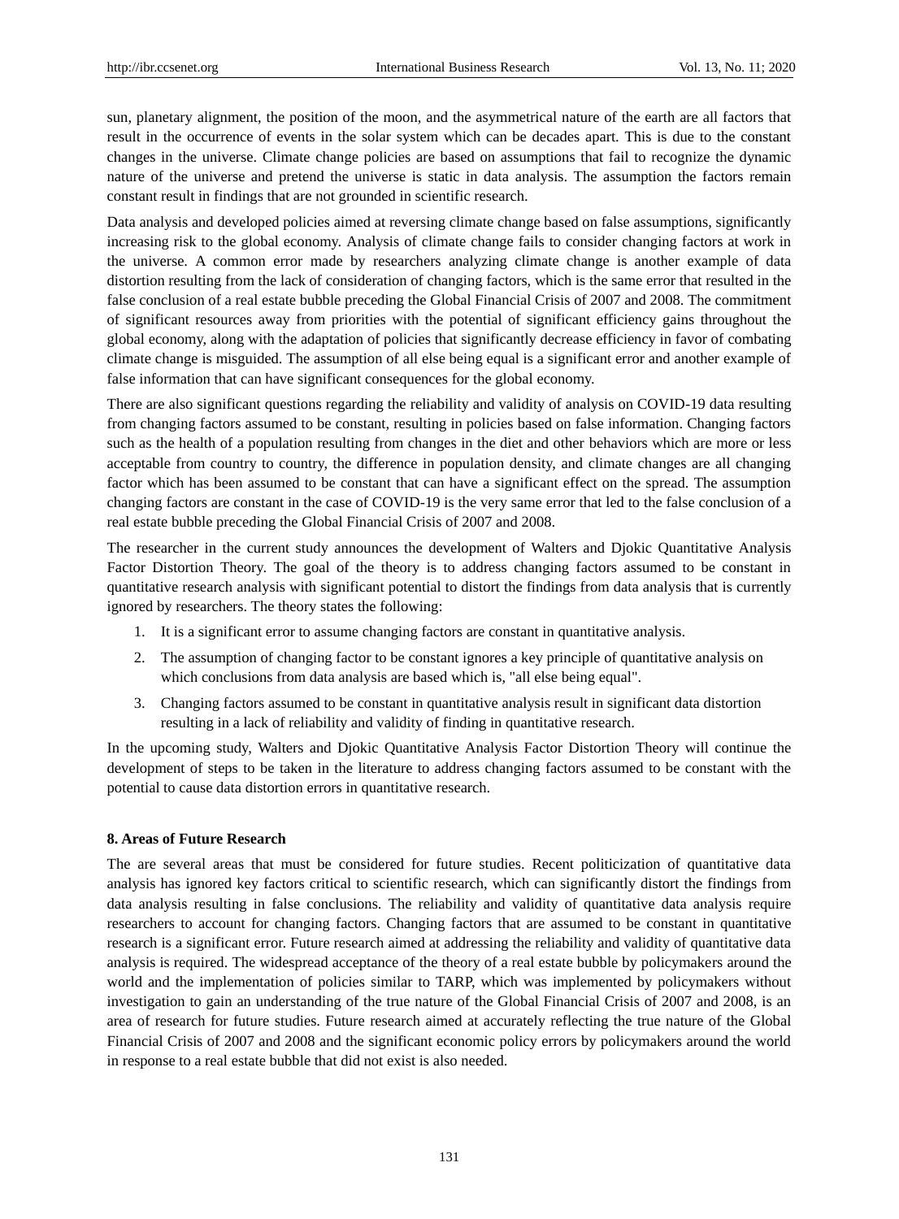sun, planetary alignment, the position of the moon, and the asymmetrical nature of the earth are all factors that result in the occurrence of events in the solar system which can be decades apart. This is due to the constant changes in the universe. Climate change policies are based on assumptions that fail to recognize the dynamic nature of the universe and pretend the universe is static in data analysis. The assumption the factors remain constant result in findings that are not grounded in scientific research.

Data analysis and developed policies aimed at reversing climate change based on false assumptions, significantly increasing risk to the global economy. Analysis of climate change fails to consider changing factors at work in the universe. A common error made by researchers analyzing climate change is another example of data distortion resulting from the lack of consideration of changing factors, which is the same error that resulted in the false conclusion of a real estate bubble preceding the Global Financial Crisis of 2007 and 2008. The commitment of significant resources away from priorities with the potential of significant efficiency gains throughout the global economy, along with the adaptation of policies that significantly decrease efficiency in favor of combating climate change is misguided. The assumption of all else being equal is a significant error and another example of false information that can have significant consequences for the global economy.

There are also significant questions regarding the reliability and validity of analysis on COVID-19 data resulting from changing factors assumed to be constant, resulting in policies based on false information. Changing factors such as the health of a population resulting from changes in the diet and other behaviors which are more or less acceptable from country to country, the difference in population density, and climate changes are all changing factor which has been assumed to be constant that can have a significant effect on the spread. The assumption changing factors are constant in the case of COVID-19 is the very same error that led to the false conclusion of a real estate bubble preceding the Global Financial Crisis of 2007 and 2008.

The researcher in the current study announces the development of Walters and Djokic Quantitative Analysis Factor Distortion Theory. The goal of the theory is to address changing factors assumed to be constant in quantitative research analysis with significant potential to distort the findings from data analysis that is currently ignored by researchers. The theory states the following:

1. It is a significant error to assume changing factors are constant in quantitative analysis.
2. The assumption of changing factor to be constant ignores a key principle of quantitative analysis on which conclusions from data analysis are based which is, "all else being equal".
3. Changing factors assumed to be constant in quantitative analysis result in significant data distortion resulting in a lack of reliability and validity of finding in quantitative research.

In the upcoming study, Walters and Djokic Quantitative Analysis Factor Distortion Theory will continue the development of steps to be taken in the literature to address changing factors assumed to be constant with the potential to cause data distortion errors in quantitative research.

## 8. Areas of Future Research

The are several areas that must be considered for future studies. Recent politicization of quantitative data analysis has ignored key factors critical to scientific research, which can significantly distort the findings from data analysis resulting in false conclusions. The reliability and validity of quantitative data analysis require researchers to account for changing factors. Changing factors that are assumed to be constant in quantitative research is a significant error. Future research aimed at addressing the reliability and validity of quantitative data analysis is required. The widespread acceptance of the theory of a real estate bubble by policymakers around the world and the implementation of policies similar to TARP, which was implemented by policymakers without investigation to gain an understanding of the true nature of the Global Financial Crisis of 2007 and 2008, is an area of research for future studies. Future research aimed at accurately reflecting the true nature of the Global Financial Crisis of 2007 and 2008 and the significant economic policy errors by policymakers around the world in response to a real estate bubble that did not exist is also needed.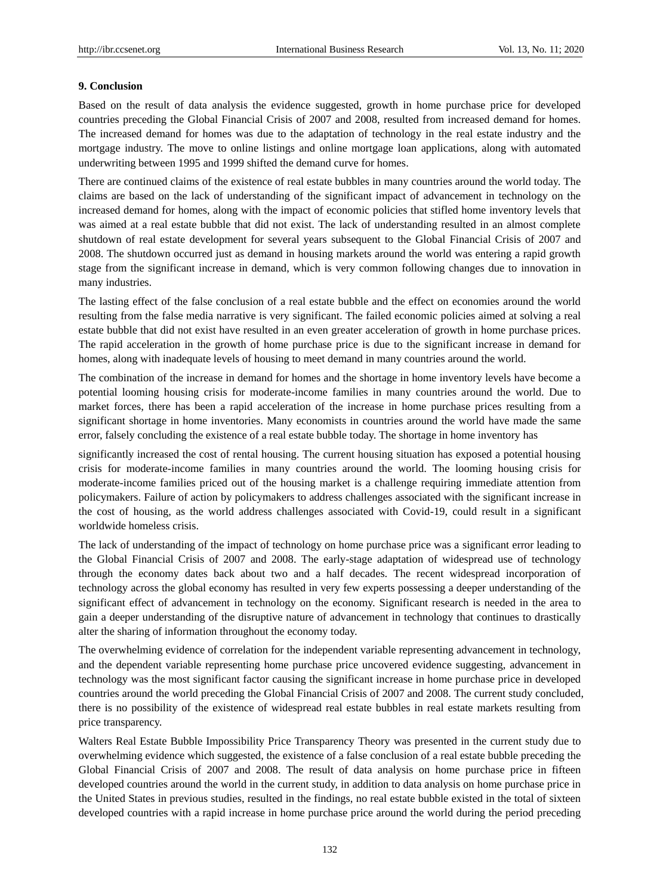## 9. Conclusion

Based on the result of data analysis the evidence suggested, growth in home purchase price for developed countries preceding the Global Financial Crisis of 2007 and 2008, resulted from increased demand for homes. The increased demand for homes was due to the adaptation of technology in the real estate industry and the mortgage industry. The move to online listings and online mortgage loan applications, along with automated underwriting between 1995 and 1999 shifted the demand curve for homes.

There are continued claims of the existence of real estate bubbles in many countries around the world today. The claims are based on the lack of understanding of the significant impact of advancement in technology on the increased demand for homes, along with the impact of economic policies that stifled home inventory levels that was aimed at a real estate bubble that did not exist. The lack of understanding resulted in an almost complete shutdown of real estate development for several years subsequent to the Global Financial Crisis of 2007 and 2008. The shutdown occurred just as demand in housing markets around the world was entering a rapid growth stage from the significant increase in demand, which is very common following changes due to innovation in many industries.

The lasting effect of the false conclusion of a real estate bubble and the effect on economies around the world resulting from the false media narrative is very significant. The failed economic policies aimed at solving a real estate bubble that did not exist have resulted in an even greater acceleration of growth in home purchase prices. The rapid acceleration in the growth of home purchase price is due to the significant increase in demand for homes, along with inadequate levels of housing to meet demand in many countries around the world.

The combination of the increase in demand for homes and the shortage in home inventory levels have become a potential looming housing crisis for moderate-income families in many countries around the world. Due to market forces, there has been a rapid acceleration of the increase in home purchase prices resulting from a significant shortage in home inventories. Many economists in countries around the world have made the same error, falsely concluding the existence of a real estate bubble today. The shortage in home inventory has significantly increased the cost of rental housing. The current housing situation has exposed a potential housing crisis for moderate-income families in many countries around the world. The looming housing crisis for moderate-income families priced out of the housing market is a challenge requiring immediate attention from policymakers. Failure of action by policymakers to address challenges associated with the significant increase in the cost of housing, as the world address challenges associated with Covid-19, could result in a significant worldwide homeless crisis.

The lack of understanding of the impact of technology on home purchase price was a significant error leading to the Global Financial Crisis of 2007 and 2008. The early-stage adaptation of widespread use of technology through the economy dates back about two and a half decades. The recent widespread incorporation of technology across the global economy has resulted in very few experts possessing a deeper understanding of the significant effect of advancement in technology on the economy. Significant research is needed in the area to gain a deeper understanding of the disruptive nature of advancement in technology that continues to drastically alter the sharing of information throughout the economy today.

The overwhelming evidence of correlation for the independent variable representing advancement in technology, and the dependent variable representing home purchase price uncovered evidence suggesting, advancement in technology was the most significant factor causing the significant increase in home purchase price in developed countries around the world preceding the Global Financial Crisis of 2007 and 2008. The current study concluded, there is no possibility of the existence of widespread real estate bubbles in real estate markets resulting from price transparency.

Walters Real Estate Bubble Impossibility Price Transparency Theory was presented in the current study due to overwhelming evidence which suggested, the existence of a false conclusion of a real estate bubble preceding the Global Financial Crisis of 2007 and 2008. The result of data analysis on home purchase price in fifteen developed countries around the world in the current study, in addition to data analysis on home purchase price in the United States in previous studies, resulted in the findings, no real estate bubble existed in the total of sixteen developed countries with a rapid increase in home purchase price around the world during the period preceding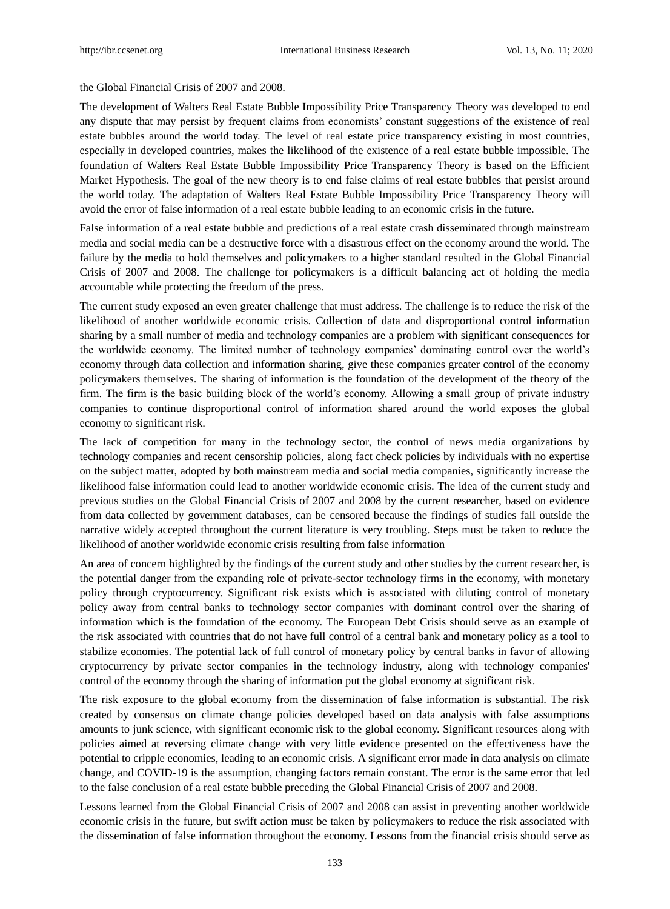the Global Financial Crisis of 2007 and 2008.

The development of Walters Real Estate Bubble Impossibility Price Transparency Theory was developed to end any dispute that may persist by frequent claims from economists' constant suggestions of the existence of real estate bubbles around the world today. The level of real estate price transparency existing in most countries, especially in developed countries, makes the likelihood of the existence of a real estate bubble impossible. The foundation of Walters Real Estate Bubble Impossibility Price Transparency Theory is based on the Efficient Market Hypothesis. The goal of the new theory is to end false claims of real estate bubbles that persist around the world today. The adaptation of Walters Real Estate Bubble Impossibility Price Transparency Theory will avoid the error of false information of a real estate bubble leading to an economic crisis in the future.

False information of a real estate bubble and predictions of a real estate crash disseminated through mainstream media and social media can be a destructive force with a disastrous effect on the economy around the world. The failure by the media to hold themselves and policymakers to a higher standard resulted in the Global Financial Crisis of 2007 and 2008. The challenge for policymakers is a difficult balancing act of holding the media accountable while protecting the freedom of the press.

The current study exposed an even greater challenge that must address. The challenge is to reduce the risk of the likelihood of another worldwide economic crisis. Collection of data and disproportional control information sharing by a small number of media and technology companies are a problem with significant consequences for the worldwide economy. The limited number of technology companies' dominating control over the world's economy through data collection and information sharing, give these companies greater control of the economy policymakers themselves. The sharing of information is the foundation of the development of the theory of the firm. The firm is the basic building block of the world's economy. Allowing a small group of private industry companies to continue disproportional control of information shared around the world exposes the global economy to significant risk.

The lack of competition for many in the technology sector, the control of news media organizations by technology companies and recent censorship policies, along fact check policies by individuals with no expertise on the subject matter, adopted by both mainstream media and social media companies, significantly increase the likelihood false information could lead to another worldwide economic crisis. The idea of the current study and previous studies on the Global Financial Crisis of 2007 and 2008 by the current researcher, based on evidence from data collected by government databases, can be censored because the findings of studies fall outside the narrative widely accepted throughout the current literature is very troubling. Steps must be taken to reduce the likelihood of another worldwide economic crisis resulting from false information

An area of concern highlighted by the findings of the current study and other studies by the current researcher, is the potential danger from the expanding role of private-sector technology firms in the economy, with monetary policy through cryptocurrency. Significant risk exists which is associated with diluting control of monetary policy away from central banks to technology sector companies with dominant control over the sharing of information which is the foundation of the economy. The European Debt Crisis should serve as an example of the risk associated with countries that do not have full control of a central bank and monetary policy as a tool to stabilize economies. The potential lack of full control of monetary policy by central banks in favor of allowing cryptocurrency by private sector companies in the technology industry, along with technology companies' control of the economy through the sharing of information put the global economy at significant risk.

The risk exposure to the global economy from the dissemination of false information is substantial. The risk created by consensus on climate change policies developed based on data analysis with false assumptions amounts to junk science, with significant economic risk to the global economy. Significant resources along with policies aimed at reversing climate change with very little evidence presented on the effectiveness have the potential to cripple economies, leading to an economic crisis. A significant error made in data analysis on climate change, and COVID-19 is the assumption, changing factors remain constant. The error is the same error that led to the false conclusion of a real estate bubble preceding the Global Financial Crisis of 2007 and 2008.

Lessons learned from the Global Financial Crisis of 2007 and 2008 can assist in preventing another worldwide economic crisis in the future, but swift action must be taken by policymakers to reduce the risk associated with the dissemination of false information throughout the economy. Lessons from the financial crisis should serve as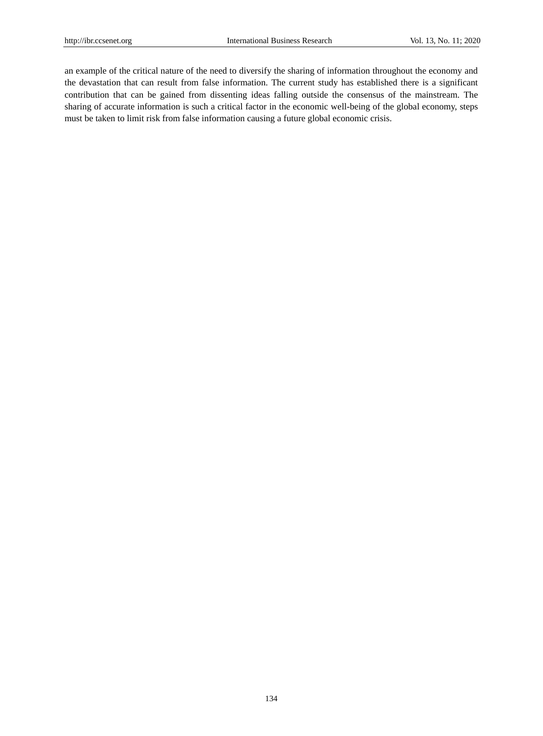an example of the critical nature of the need to diversify the sharing of information throughout the economy and the devastation that can result from false information. The current study has established there is a significant contribution that can be gained from dissenting ideas falling outside the consensus of the mainstream. The sharing of accurate information is such a critical factor in the economic well-being of the global economy, steps must be taken to limit risk from false information causing a future global economic crisis.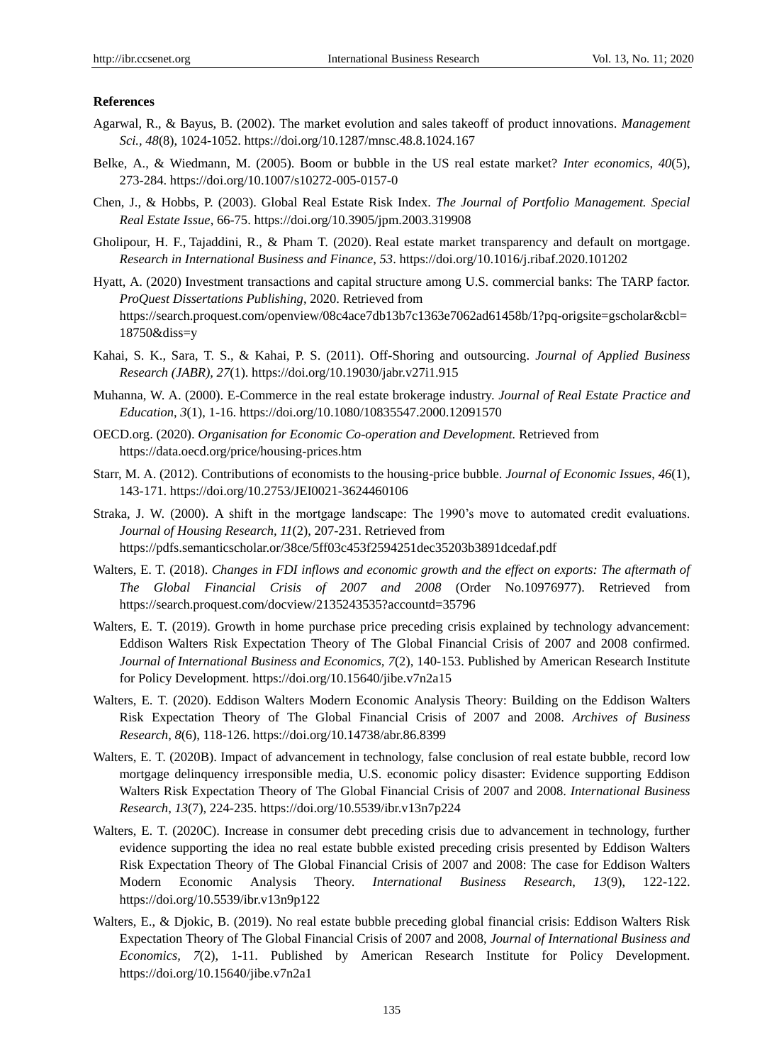**References**

Agarwal, R., & Bayus, B. (2002). The market evolution and sales takeoff of product innovations. *Management Sci.*, *48*(8), 1024-1052. https://doi.org/10.1287/mnsc.48.8.1024.167

Belke, A., & Wiedmann, M. (2005). Boom or bubble in the US real estate market? *Inter economics*, *40*(5), 273-284. https://doi.org/10.1007/s10272-005-0157-0

Chen, J., & Hobbs, P. (2003). Global Real Estate Risk Index. *The Journal of Portfolio Management. Special Real Estate Issue*, 66-75. https://doi.org/10.3905/jpm.2003.319908

Gholipour, H. F., Tajaddini, R., & Pham T. (2020). Real estate market transparency and default on mortgage. *Research in International Business and Finance*, *53*. https://doi.org/10.1016/j.ribaf.2020.101202

Hyatt, A. (2020) Investment transactions and capital structure among U.S. commercial banks: The TARP factor. *ProQuest Dissertations Publishing*, 2020. Retrieved from https://search.proquest.com/openview/08c4ace7db13b7c1363e7062ad61458b/1?pq-origsite=gscholar&cbl=18750&diss=y

Kahai, S. K., Sara, T. S., & Kahai, P. S. (2011). Off-Shoring and outsourcing. *Journal of Applied Business Research (JABR)*, *27*(1). https://doi.org/10.19030/jabr.v27i1.915

Muhanna, W. A. (2000). E-Commerce in the real estate brokerage industry. *Journal of Real Estate Practice and Education*, *3*(1), 1-16. https://doi.org/10.1080/10835547.2000.12091570

OECD.org. (2020). *Organisation for Economic Co-operation and Development.* Retrieved from https://data.oecd.org/price/housing-prices.htm

Starr, M. A. (2012). Contributions of economists to the housing-price bubble. *Journal of Economic Issues*, *46*(1), 143-171. https://doi.org/10.2753/JEI0021-3624460106

Straka, J. W. (2000). A shift in the mortgage landscape: The 1990's move to automated credit evaluations. *Journal of Housing Research*, *11*(2), 207-231. Retrieved from https://pdfs.semanticscholar.or/38ce/5ff03c453f2594251dec35203b3891dcedaf.pdf

Walters, E. T. (2018). *Changes in FDI inflows and economic growth and the effect on exports: The aftermath of The Global Financial Crisis of 2007 and 2008* (Order No.10976977). Retrieved from https://search.proquest.com/docview/2135243535?accountd=35796

Walters, E. T. (2019). Growth in home purchase price preceding crisis explained by technology advancement: Eddison Walters Risk Expectation Theory of The Global Financial Crisis of 2007 and 2008 confirmed. *Journal of International Business and Economics*, *7*(2), 140-153. Published by American Research Institute for Policy Development. https://doi.org/10.15640/jibe.v7n2a15

Walters, E. T. (2020). Eddison Walters Modern Economic Analysis Theory: Building on the Eddison Walters Risk Expectation Theory of The Global Financial Crisis of 2007 and 2008. *Archives of Business Research*, *8*(6), 118-126. https://doi.org/10.14738/abr.86.8399

Walters, E. T. (2020B). Impact of advancement in technology, false conclusion of real estate bubble, record low mortgage delinquency irresponsible media, U.S. economic policy disaster: Evidence supporting Eddison Walters Risk Expectation Theory of The Global Financial Crisis of 2007 and 2008. *International Business Research*, *13*(7), 224-235. https://doi.org/10.5539/ibr.v13n7p224

Walters, E. T. (2020C). Increase in consumer debt preceding crisis due to advancement in technology, further evidence supporting the idea no real estate bubble existed preceding crisis presented by Eddison Walters Risk Expectation Theory of The Global Financial Crisis of 2007 and 2008: The case for Eddison Walters Modern Economic Analysis Theory. *International Business Research*, *13*(9), 122-122. https://doi.org/10.5539/ibr.v13n9p122

Walters, E., & Djokic, B. (2019). No real estate bubble preceding global financial crisis: Eddison Walters Risk Expectation Theory of The Global Financial Crisis of 2007 and 2008, *Journal of International Business and Economics*, *7*(2), 1-11. Published by American Research Institute for Policy Development. https://doi.org/10.15640/jibe.v7n2a1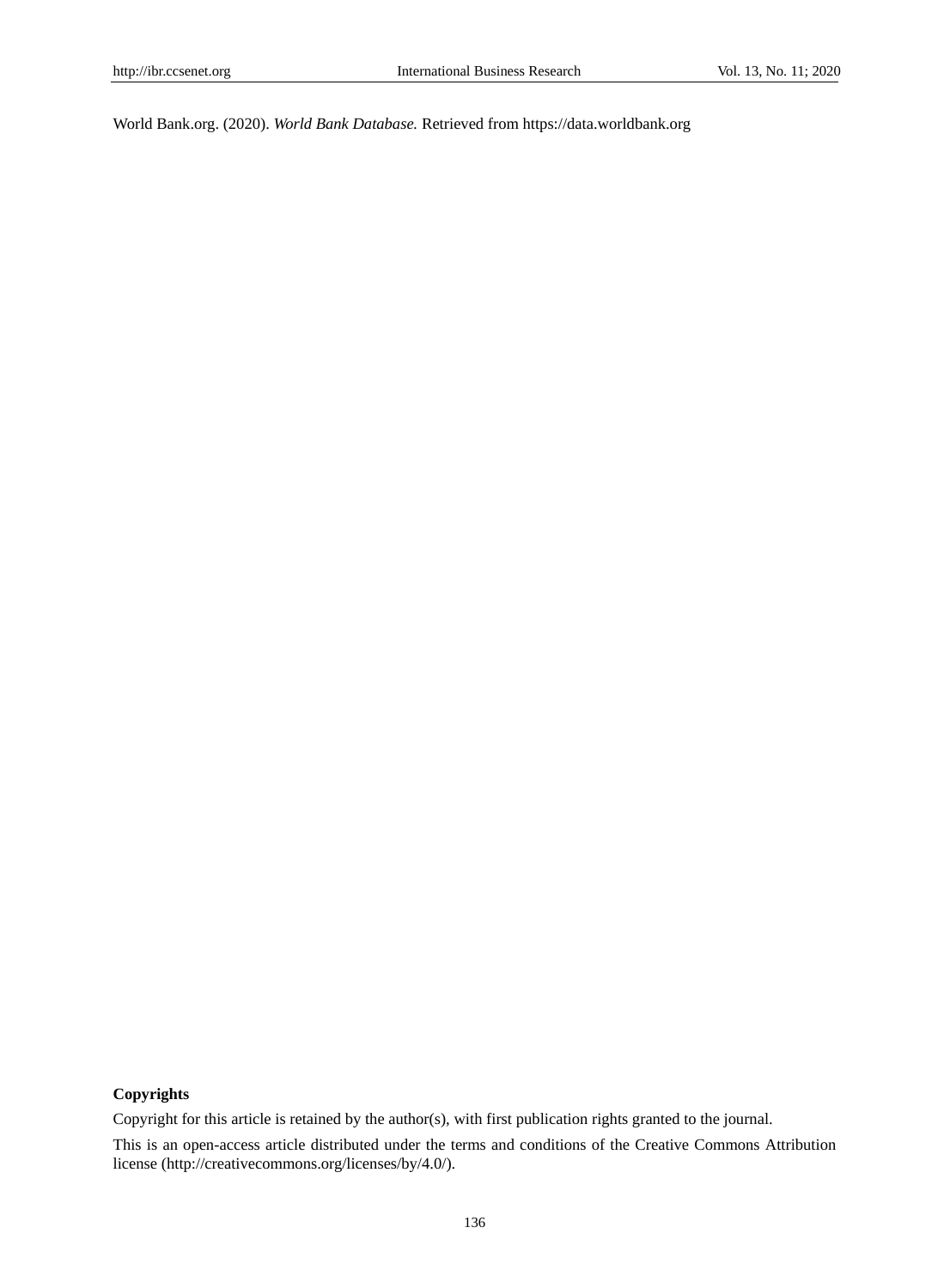World Bank.org. (2020). *World Bank Database.* Retrieved from https://data.worldbank.org

**Copyrights**

Copyright for this article is retained by the author(s), with first publication rights granted to the journal.

This is an open-access article distributed under the terms and conditions of the Creative Commons Attribution license (http://creativecommons.org/licenses/by/4.0/).